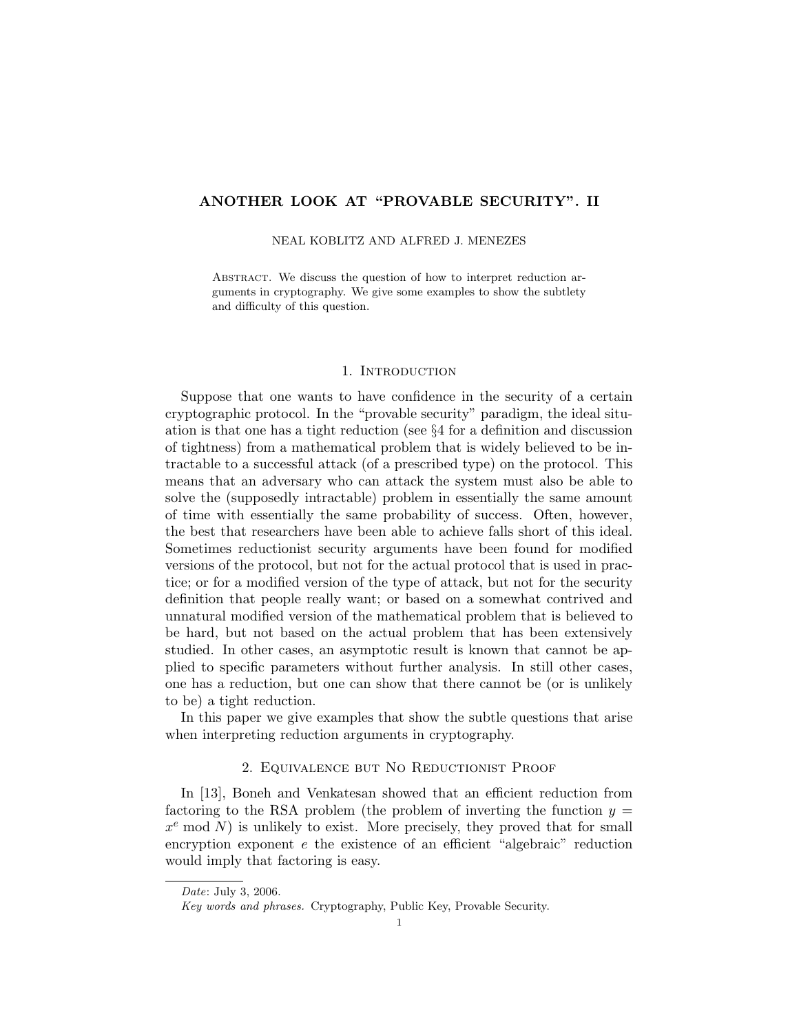# ANOTHER LOOK AT "PROVABLE SECURITY". II

NEAL KOBLITZ AND ALFRED J. MENEZES

Abstract. We discuss the question of how to interpret reduction arguments in cryptography. We give some examples to show the subtlety and difficulty of this question.

## 1. Introduction

Suppose that one wants to have confidence in the security of a certain cryptographic protocol. In the "provable security" paradigm, the ideal situation is that one has a tight reduction (see §4 for a definition and discussion of tightness) from a mathematical problem that is widely believed to be intractable to a successful attack (of a prescribed type) on the protocol. This means that an adversary who can attack the system must also be able to solve the (supposedly intractable) problem in essentially the same amount of time with essentially the same probability of success. Often, however, the best that researchers have been able to achieve falls short of this ideal. Sometimes reductionist security arguments have been found for modified versions of the protocol, but not for the actual protocol that is used in practice; or for a modified version of the type of attack, but not for the security definition that people really want; or based on a somewhat contrived and unnatural modified version of the mathematical problem that is believed to be hard, but not based on the actual problem that has been extensively studied. In other cases, an asymptotic result is known that cannot be applied to specific parameters without further analysis. In still other cases, one has a reduction, but one can show that there cannot be (or is unlikely to be) a tight reduction.

In this paper we give examples that show the subtle questions that arise when interpreting reduction arguments in cryptography.

## 2. Equivalence but No Reductionist Proof

In [13], Boneh and Venkatesan showed that an efficient reduction from factoring to the RSA problem (the problem of inverting the function $y = x^e \bmod N$) is unlikely to exist. More precisely, they proved that for small encryption exponent $e$ the existence of an efficient "algebraic" reduction would imply that factoring is easy.

*Date*: July 3, 2006.

*Key words and phrases.* Cryptography, Public Key, Provable Security.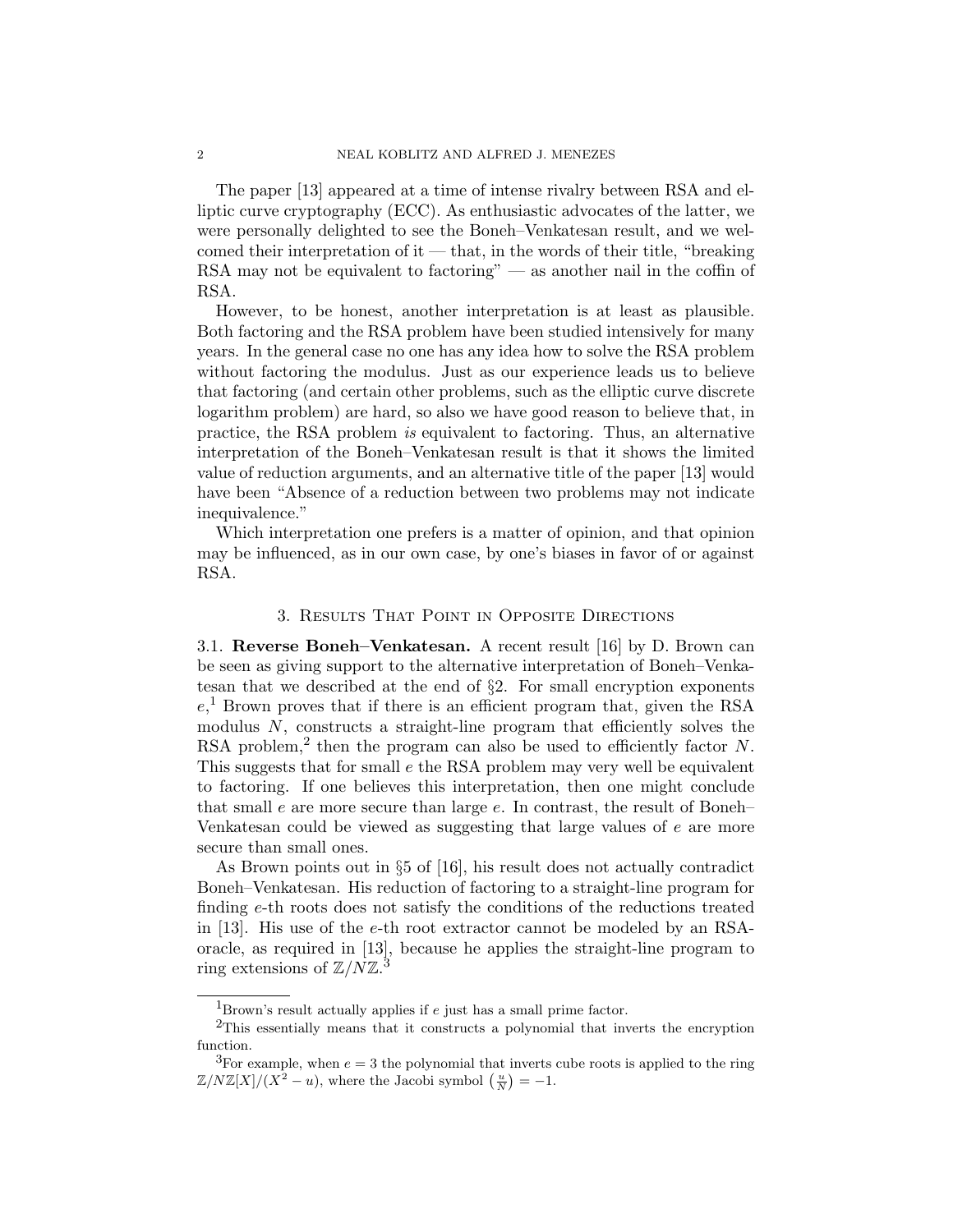The paper [13] appeared at a time of intense rivalry between RSA and elliptic curve cryptography (ECC). As enthusiastic advocates of the latter, we were personally delighted to see the Boneh–Venkatesan result, and we welcomed their interpretation of it — that, in the words of their title, "breaking RSA may not be equivalent to factoring" — as another nail in the coffin of RSA.

However, to be honest, another interpretation is at least as plausible. Both factoring and the RSA problem have been studied intensively for many years. In the general case no one has any idea how to solve the RSA problem without factoring the modulus. Just as our experience leads us to believe that factoring (and certain other problems, such as the elliptic curve discrete logarithm problem) are hard, so also we have good reason to believe that, in practice, the RSA problem *is* equivalent to factoring. Thus, an alternative interpretation of the Boneh–Venkatesan result is that it shows the limited value of reduction arguments, and an alternative title of the paper [13] would have been "Absence of a reduction between two problems may not indicate inequivalence."

Which interpretation one prefers is a matter of opinion, and that opinion may be influenced, as in our own case, by one's biases in favor of or against RSA.

## 3. Results That Point in Opposite Directions

3.1. **Reverse Boneh–Venkatesan.** A recent result [16] by D. Brown can be seen as giving support to the alternative interpretation of Boneh–Venkatesan that we described at the end of §2. For small encryption exponents $e$,[1] Brown proves that if there is an efficient program that, given the RSA modulus $N$, constructs a straight-line program that efficiently solves the RSA problem,[2] then the program can also be used to efficiently factor $N$. This suggests that for small $e$ the RSA problem may very well be equivalent to factoring. If one believes this interpretation, then one might conclude that small $e$ are more secure than large $e$. In contrast, the result of Boneh–Venkatesan could be viewed as suggesting that large values of $e$ are more secure than small ones.

As Brown points out in §5 of [16], his result does not actually contradict Boneh–Venkatesan. His reduction of factoring to a straight-line program for finding $e$-th roots does not satisfy the conditions of the reductions treated in [13]. His use of the $e$-th root extractor cannot be modeled by an RSA-oracle, as required in [13], because he applies the straight-line program to ring extensions of $\mathbb{Z}/N\mathbb{Z}$.[3]

---

[1] Brown's result actually applies if $e$ just has a small prime factor.

[2] This essentially means that it constructs a polynomial that inverts the encryption function.

[3] For example, when $e = 3$ the polynomial that inverts cube roots is applied to the ring $\mathbb{Z}/N\mathbb{Z}[X]/(X^2 - u)$, where the Jacobi symbol $\left(\frac{u}{N}\right) = -1$.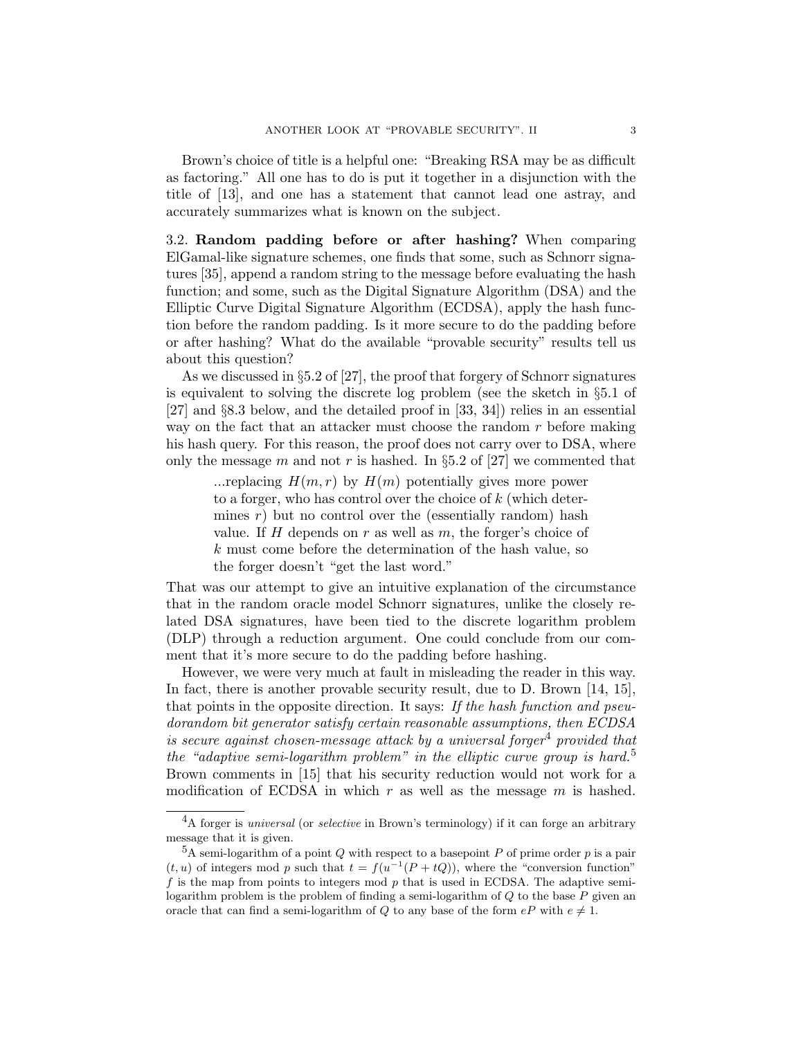Brown's choice of title is a helpful one: "Breaking RSA may be as difficult as factoring." All one has to do is put it together in a disjunction with the title of [13], and one has a statement that cannot lead one astray, and accurately summarizes what is known on the subject.

3.2. **Random padding before or after hashing?** When comparing ElGamal-like signature schemes, one finds that some, such as Schnorr signatures [35], append a random string to the message before evaluating the hash function; and some, such as the Digital Signature Algorithm (DSA) and the Elliptic Curve Digital Signature Algorithm (ECDSA), apply the hash function before the random padding. Is it more secure to do the padding before or after hashing? What do the available "provable security" results tell us about this question?

As we discussed in §5.2 of [27], the proof that forgery of Schnorr signatures is equivalent to solving the discrete log problem (see the sketch in §5.1 of [27] and §8.3 below, and the detailed proof in [33, 34]) relies in an essential way on the fact that an attacker must choose the random $r$ before making his hash query. For this reason, the proof does not carry over to DSA, where only the message $m$ and not $r$ is hashed. In §5.2 of [27] we commented that

> ...replacing $H(m, r)$ by $H(m)$ potentially gives more power to a forger, who has control over the choice of $k$ (which determines $r$) but no control over the (essentially random) hash value. If $H$ depends on $r$ as well as $m$, the forger's choice of $k$ must come before the determination of the hash value, so the forger doesn't "get the last word."

That was our attempt to give an intuitive explanation of the circumstance that in the random oracle model Schnorr signatures, unlike the closely related DSA signatures, have been tied to the discrete logarithm problem (DLP) through a reduction argument. One could conclude from our comment that it's more secure to do the padding before hashing.

However, we were very much at fault in misleading the reader in this way. In fact, there is another provable security result, due to D. Brown [14, 15], that points in the opposite direction. It says: *If the hash function and pseudorandom bit generator satisfy certain reasonable assumptions, then ECDSA is secure against chosen-message attack by a universal forger*[4] *provided that the "adaptive semi-logarithm problem" in the elliptic curve group is hard.*[5] Brown comments in [15] that his security reduction would not work for a modification of ECDSA in which $r$ as well as the message $m$ is hashed.

---

[4] A forger is *universal* (or *selective* in Brown's terminology) if it can forge an arbitrary message that it is given.

[5] A semi-logarithm of a point $Q$ with respect to a basepoint $P$ of prime order $p$ is a pair $(t, u)$ of integers mod $p$ such that $t = f(u^{-1}(P + tQ))$, where the "conversion function" $f$ is the map from points to integers mod $p$ that is used in ECDSA. The adaptive semi-logarithm problem is the problem of finding a semi-logarithm of $Q$ to the base $P$ given an oracle that can find a semi-logarithm of $Q$ to any base of the form $eP$ with $e \neq 1$.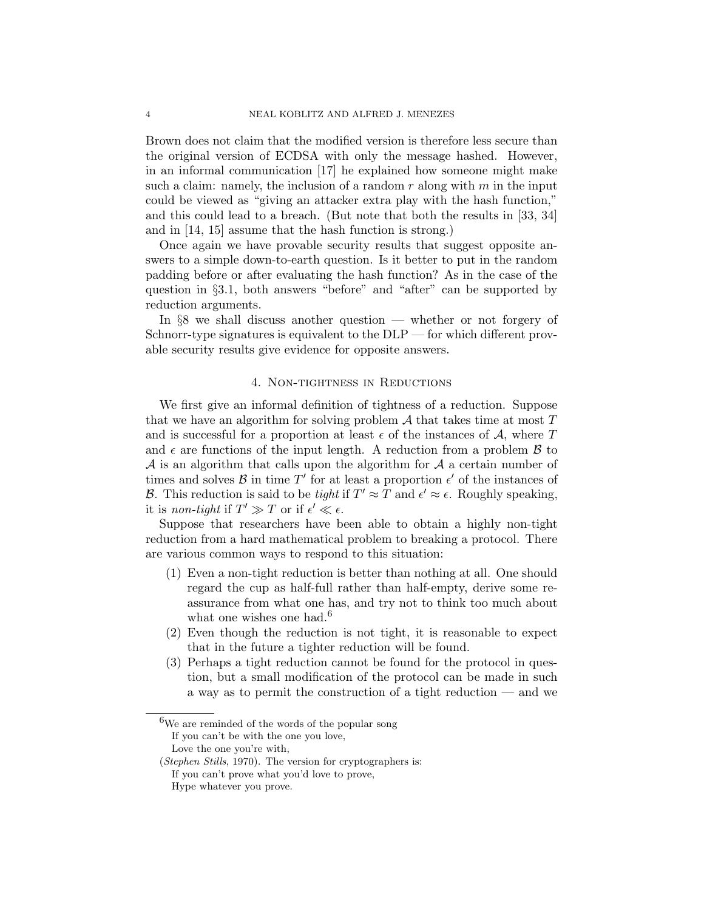Brown does not claim that the modified version is therefore less secure than the original version of ECDSA with only the message hashed. However, in an informal communication [17] he explained how someone might make such a claim: namely, the inclusion of a random $r$ along with $m$ in the input could be viewed as "giving an attacker extra play with the hash function," and this could lead to a breach. (But note that both the results in [33, 34] and in [14, 15] assume that the hash function is strong.)

Once again we have provable security results that suggest opposite answers to a simple down-to-earth question. Is it better to put in the random padding before or after evaluating the hash function? As in the case of the question in §3.1, both answers "before" and "after" can be supported by reduction arguments.

In §8 we shall discuss another question — whether or not forgery of Schnorr-type signatures is equivalent to the DLP — for which different provable security results give evidence for opposite answers.

## 4. Non-tightness in Reductions

We first give an informal definition of tightness of a reduction. Suppose that we have an algorithm for solving problem $\mathcal{A}$ that takes time at most $T$ and is successful for a proportion at least $\epsilon$ of the instances of $\mathcal{A}$, where $T$ and $\epsilon$ are functions of the input length. A reduction from a problem $\mathcal{B}$ to $\mathcal{A}$ is an algorithm that calls upon the algorithm for $\mathcal{A}$ a certain number of times and solves $\mathcal{B}$ in time $T'$ for at least a proportion $\epsilon'$ of the instances of $\mathcal{B}$. This reduction is said to be *tight* if $T' \approx T$ and $\epsilon' \approx \epsilon$. Roughly speaking, it is *non-tight* if $T' \gg T$ or if $\epsilon' \ll \epsilon$.

Suppose that researchers have been able to obtain a highly non-tight reduction from a hard mathematical problem to breaking a protocol. There are various common ways to respond to this situation:

1. Even a non-tight reduction is better than nothing at all. One should regard the cup as half-full rather than half-empty, derive some reassurance from what one has, and try not to think too much about what one wishes one had.[6]
2. Even though the reduction is not tight, it is reasonable to expect that in the future a tighter reduction will be found.
3. Perhaps a tight reduction cannot be found for the protocol in question, but a small modification of the protocol can be made in such a way as to permit the construction of a tight reduction — and we

---

[6] We are reminded of the words of the popular song

If you can't be with the one you love,
Love the one you're with,

(*Stephen Stills*, 1970). The version for cryptographers is:

If you can't prove what you'd love to prove,
Hype whatever you prove.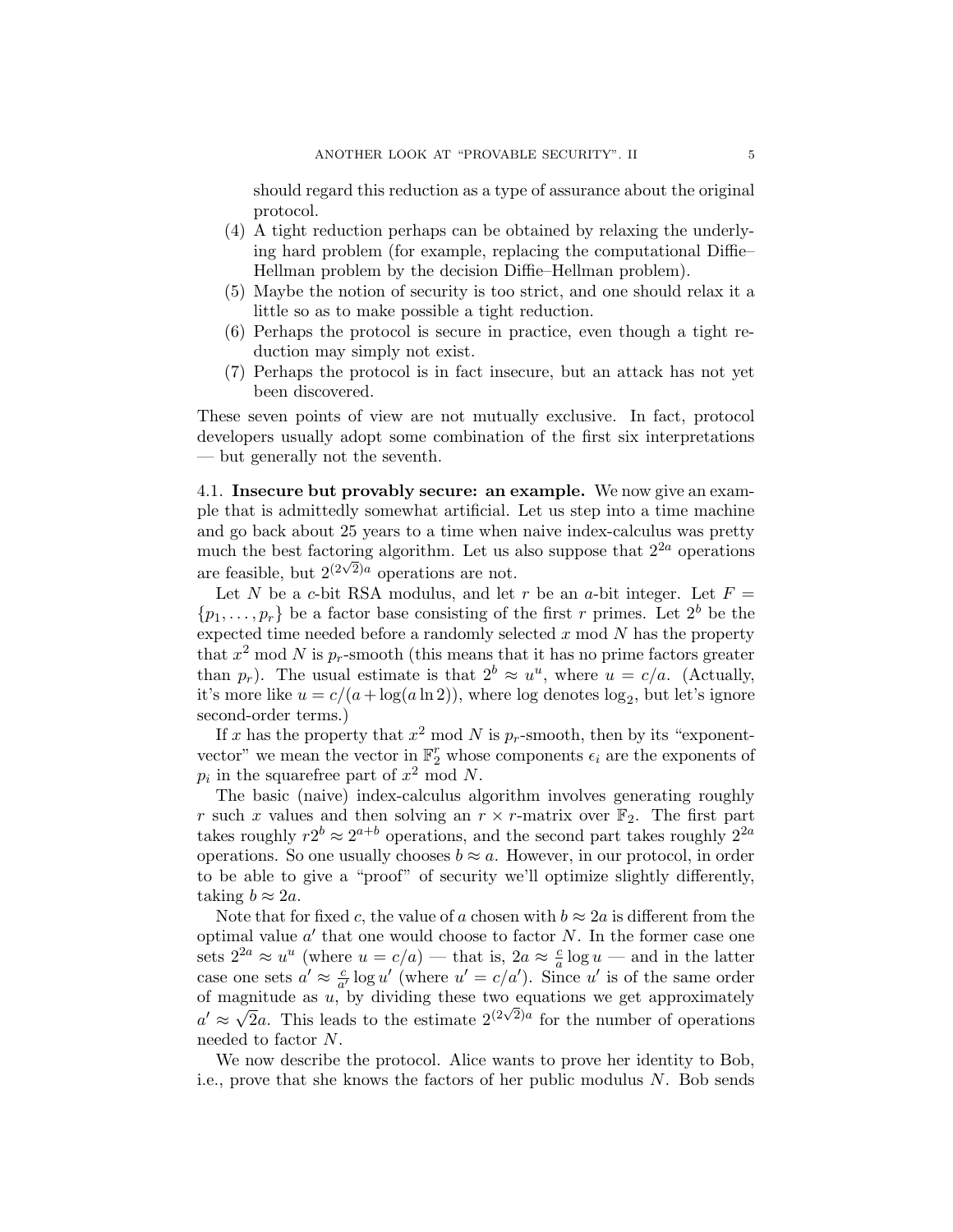should regard this reduction as a type of assurance about the original protocol.

4. A tight reduction perhaps can be obtained by relaxing the underlying hard problem (for example, replacing the computational Diffie–Hellman problem by the decision Diffie–Hellman problem).
5. Maybe the notion of security is too strict, and one should relax it a little so as to make possible a tight reduction.
6. Perhaps the protocol is secure in practice, even though a tight reduction may simply not exist.
7. Perhaps the protocol is in fact insecure, but an attack has not yet been discovered.

These seven points of view are not mutually exclusive. In fact, protocol developers usually adopt some combination of the first six interpretations — but generally not the seventh.

4.1. **Insecure but provably secure: an example.** We now give an example that is admittedly somewhat artificial. Let us step into a time machine and go back about 25 years to a time when naive index-calculus was pretty much the best factoring algorithm. Let us also suppose that $2^{2a}$ operations are feasible, but $2^{(2\sqrt{2})a}$ operations are not.

Let $N$ be a $c$-bit RSA modulus, and let $r$ be an $a$-bit integer. Let $F = \{p_1, \ldots, p_r\}$ be a factor base consisting of the first $r$ primes. Let $2^b$ be the expected time needed before a randomly selected $x \bmod N$ has the property that $x^2 \bmod N$ is $p_r$-smooth (this means that it has no prime factors greater than $p_r$). The usual estimate is that $2^b \approx u^u$, where $u = c/a$. (Actually, it's more like $u = c/(a + \log(a \ln 2))$, where log denotes $\log_2$, but let's ignore second-order terms.)

If $x$ has the property that $x^2 \bmod N$ is $p_r$-smooth, then by its "exponent-vector" we mean the vector in $\mathbb{F}_2^r$ whose components $\epsilon_i$ are the exponents of $p_i$ in the squarefree part of $x^2 \bmod N$.

The basic (naive) index-calculus algorithm involves generating roughly $r$ such $x$ values and then solving an $r \times r$-matrix over $\mathbb{F}_2$. The first part takes roughly $r2^b \approx 2^{a+b}$ operations, and the second part takes roughly $2^{2a}$ operations. So one usually chooses $b \approx a$. However, in our protocol, in order to be able to give a "proof" of security we'll optimize slightly differently, taking $b \approx 2a$.

Note that for fixed $c$, the value of $a$ chosen with $b \approx 2a$ is different from the optimal value $a'$ that one would choose to factor $N$. In the former case one sets $2^{2a} \approx u^u$ (where $u = c/a$) — that is, $2a \approx \frac{c}{a} \log u$ — and in the latter case one sets $a' \approx \frac{c}{a'} \log u'$ (where $u' = c/a'$). Since $u'$ is of the same order of magnitude as $u$, by dividing these two equations we get approximately $a' \approx \sqrt{2}a$. This leads to the estimate $2^{(2\sqrt{2})a}$ for the number of operations needed to factor $N$.

We now describe the protocol. Alice wants to prove her identity to Bob, i.e., prove that she knows the factors of her public modulus $N$. Bob sends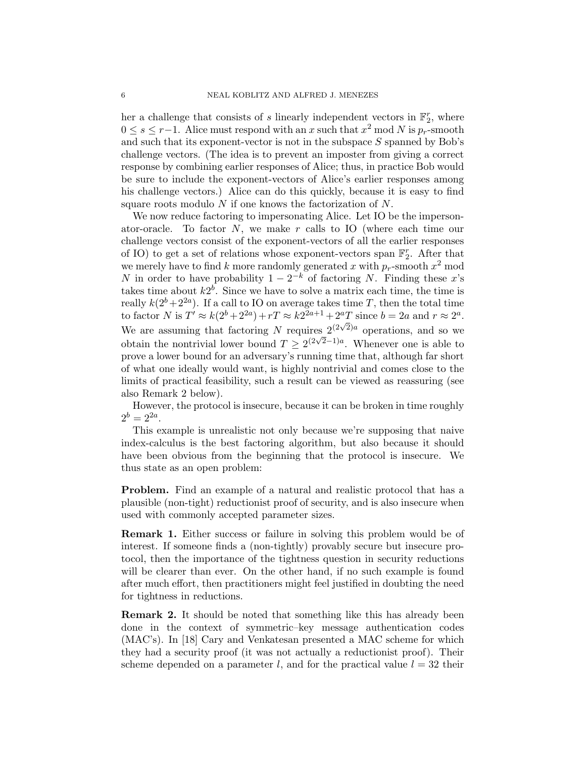her a challenge that consists of $s$ linearly independent vectors in $\mathbb{F}_2^r$, where $0 \le s \le r-1$. Alice must respond with an $x$ such that $x^2 \bmod N$ is $p_r$-smooth and such that its exponent-vector is not in the subspace $S$ spanned by Bob's challenge vectors. (The idea is to prevent an imposter from giving a correct response by combining earlier responses of Alice; thus, in practice Bob would be sure to include the exponent-vectors of Alice's earlier responses among his challenge vectors.) Alice can do this quickly, because it is easy to find square roots modulo $N$ if one knows the factorization of $N$.

We now reduce factoring to impersonating Alice. Let IO be the impersonator-oracle. To factor $N$, we make $r$ calls to IO (where each time our challenge vectors consist of the exponent-vectors of all the earlier responses of IO) to get a set of relations whose exponent-vectors span $\mathbb{F}_2^r$. After that we merely have to find $k$ more randomly generated $x$ with $p_r$-smooth $x^2 \bmod N$ in order to have probability $1-2^{-k}$ of factoring $N$. Finding these $x$'s takes time about $k2^b$. Since we have to solve a matrix each time, the time is really $k(2^b+2^{2a})$. If a call to IO on average takes time $T$, then the total time to factor $N$ is $T' \approx k(2^b+2^{2a})+rT \approx k2^{2a+1}+2^aT$ since $b=2a$ and $r \approx 2^a$. We are assuming that factoring $N$ requires $2^{(2\sqrt{2})a}$ operations, and so we obtain the nontrivial lower bound $T \ge 2^{(2\sqrt{2}-1)a}$. Whenever one is able to prove a lower bound for an adversary's running time that, although far short of what one ideally would want, is highly nontrivial and comes close to the limits of practical feasibility, such a result can be viewed as reassuring (see also Remark 2 below).

However, the protocol is insecure, because it can be broken in time roughly $2^b = 2^{2a}$.

This example is unrealistic not only because we're supposing that naive index-calculus is the best factoring algorithm, but also because it should have been obvious from the beginning that the protocol is insecure. We thus state as an open problem:

**Problem.** Find an example of a natural and realistic protocol that has a plausible (non-tight) reductionist proof of security, and is also insecure when used with commonly accepted parameter sizes.

**Remark 1.** Either success or failure in solving this problem would be of interest. If someone finds a (non-tightly) provably secure but insecure protocol, then the importance of the tightness question in security reductions will be clearer than ever. On the other hand, if no such example is found after much effort, then practitioners might feel justified in doubting the need for tightness in reductions.

**Remark 2.** It should be noted that something like this has already been done in the context of symmetric–key message authentication codes (MAC's). In [18] Cary and Venkatesan presented a MAC scheme for which they had a security proof (it was not actually a reductionist proof). Their scheme depended on a parameter $l$, and for the practical value $l = 32$ their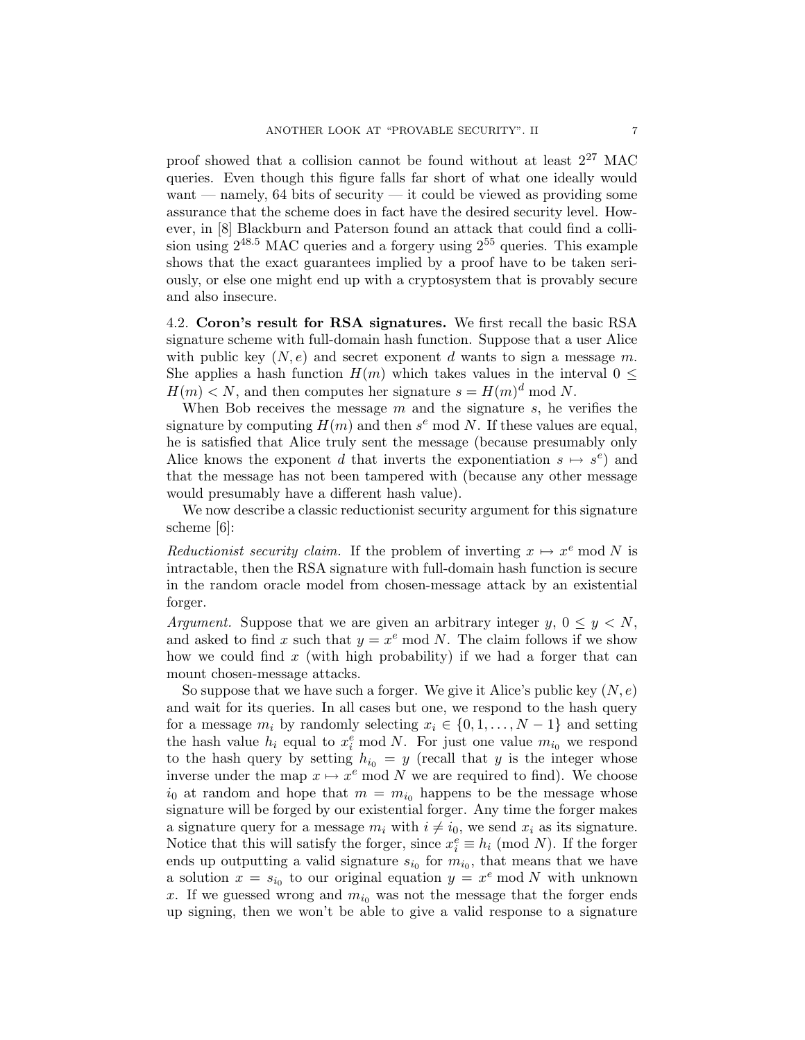proof showed that a collision cannot be found without at least $2^{27}$ MAC queries. Even though this figure falls far short of what one ideally would want — namely, 64 bits of security — it could be viewed as providing some assurance that the scheme does in fact have the desired security level. However, in [8] Blackburn and Paterson found an attack that could find a collision using $2^{48.5}$ MAC queries and a forgery using $2^{55}$ queries. This example shows that the exact guarantees implied by a proof have to be taken seriously, or else one might end up with a cryptosystem that is provably secure and also insecure.

4.2. **Coron's result for RSA signatures.** We first recall the basic RSA signature scheme with full-domain hash function. Suppose that a user Alice with public key $(N, e)$ and secret exponent $d$ wants to sign a message $m$. She applies a hash function $H(m)$ which takes values in the interval $0 \leq H(m) < N$, and then computes her signature $s = H(m)^d \bmod N$.

When Bob receives the message $m$ and the signature $s$, he verifies the signature by computing $H(m)$ and then $s^e \bmod N$. If these values are equal, he is satisfied that Alice truly sent the message (because presumably only Alice knows the exponent $d$ that inverts the exponentiation $s \mapsto s^e$) and that the message has not been tampered with (because any other message would presumably have a different hash value).

We now describe a classic reductionist security argument for this signature scheme [6]:

*Reductionist security claim.* If the problem of inverting $x \mapsto x^e \bmod N$ is intractable, then the RSA signature with full-domain hash function is secure in the random oracle model from chosen-message attack by an existential forger.

*Argument.* Suppose that we are given an arbitrary integer $y$, $0 \leq y < N$, and asked to find $x$ such that $y = x^e \bmod N$. The claim follows if we show how we could find $x$ (with high probability) if we had a forger that can mount chosen-message attacks.

So suppose that we have such a forger. We give it Alice's public key $(N, e)$ and wait for its queries. In all cases but one, we respond to the hash query for a message $m_i$ by randomly selecting $x_i \in \{0, 1, \ldots, N-1\}$ and setting the hash value $h_i$ equal to $x_i^e \bmod N$. For just one value $m_{i_0}$ we respond to the hash query by setting $h_{i_0} = y$ (recall that $y$ is the integer whose inverse under the map $x \mapsto x^e \bmod N$ we are required to find). We choose $i_0$ at random and hope that $m = m_{i_0}$ happens to be the message whose signature will be forged by our existential forger. Any time the forger makes a signature query for a message $m_i$ with $i \neq i_0$, we send $x_i$ as its signature. Notice that this will satisfy the forger, since $x_i^e \equiv h_i \pmod{N}$. If the forger ends up outputting a valid signature $s_{i_0}$ for $m_{i_0}$, that means that we have a solution $x = s_{i_0}$ to our original equation $y = x^e \bmod N$ with unknown $x$. If we guessed wrong and $m_{i_0}$ was not the message that the forger ends up signing, then we won't be able to give a valid response to a signature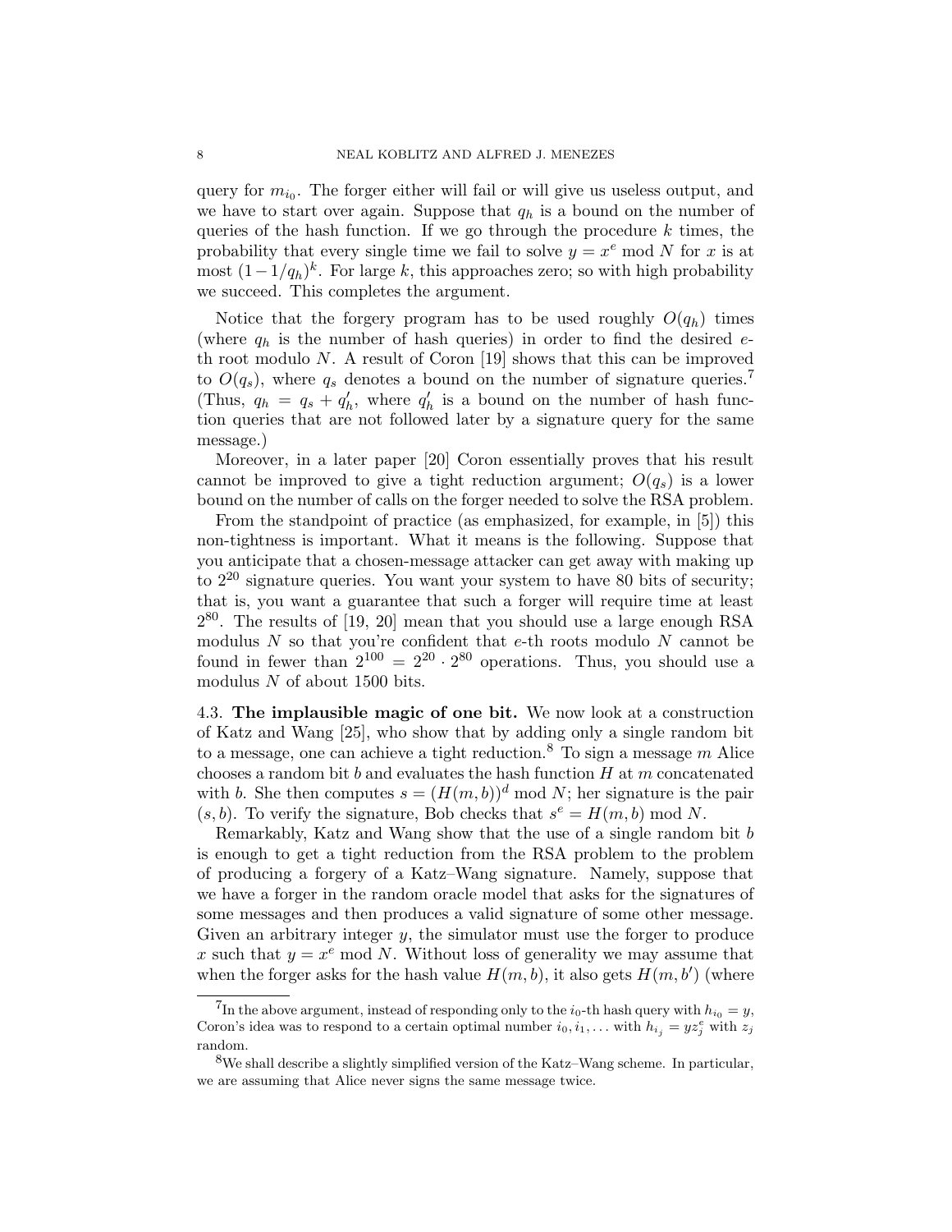query for $m_{i_0}$. The forger either will fail or will give us useless output, and we have to start over again. Suppose that $q_h$ is a bound on the number of queries of the hash function. If we go through the procedure $k$ times, the probability that every single time we fail to solve $y = x^e \bmod N$ for $x$ is at most $(1 - 1/q_h)^k$. For large $k$, this approaches zero; so with high probability we succeed. This completes the argument.

Notice that the forgery program has to be used roughly $O(q_h)$ times (where $q_h$ is the number of hash queries) in order to find the desired $e$-th root modulo $N$. A result of Coron [19] shows that this can be improved to $O(q_s)$, where $q_s$ denotes a bound on the number of signature queries.[7] (Thus, $q_h = q_s + q'_h$, where $q'_h$ is a bound on the number of hash function queries that are not followed later by a signature query for the same message.)

Moreover, in a later paper [20] Coron essentially proves that his result cannot be improved to give a tight reduction argument; $O(q_s)$ is a lower bound on the number of calls on the forger needed to solve the RSA problem.

From the standpoint of practice (as emphasized, for example, in [5]) this non-tightness is important. What it means is the following. Suppose that you anticipate that a chosen-message attacker can get away with making up to $2^{20}$ signature queries. You want your system to have 80 bits of security; that is, you want a guarantee that such a forger will require time at least $2^{80}$. The results of [19, 20] mean that you should use a large enough RSA modulus $N$ so that you're confident that $e$-th roots modulo $N$ cannot be found in fewer than $2^{100} = 2^{20} \cdot 2^{80}$ operations. Thus, you should use a modulus $N$ of about 1500 bits.

### 4.3. **The implausible magic of one bit.**

We now look at a construction of Katz and Wang [25], who show that by adding only a single random bit to a message, one can achieve a tight reduction.[8] To sign a message $m$ Alice chooses a random bit $b$ and evaluates the hash function $H$ at $m$ concatenated with $b$. She then computes $s = (H(m, b))^d \bmod N$; her signature is the pair $(s, b)$. To verify the signature, Bob checks that $s^e = H(m, b) \bmod N$.

Remarkably, Katz and Wang show that the use of a single random bit $b$ is enough to get a tight reduction from the RSA problem to the problem of producing a forgery of a Katz–Wang signature. Namely, suppose that we have a forger in the random oracle model that asks for the signatures of some messages and then produces a valid signature of some other message. Given an arbitrary integer $y$, the simulator must use the forger to produce $x$ such that $y = x^e \bmod N$. Without loss of generality we may assume that when the forger asks for the hash value $H(m, b)$, it also gets $H(m, b')$ (where

---

[7] In the above argument, instead of responding only to the $i_0$-th hash query with $h_{i_0} = y$, Coron's idea was to respond to a certain optimal number $i_0, i_1, \ldots$ with $h_{i_j} = yz_j^e$ with $z_j$ random.

[8] We shall describe a slightly simplified version of the Katz–Wang scheme. In particular, we are assuming that Alice never signs the same message twice.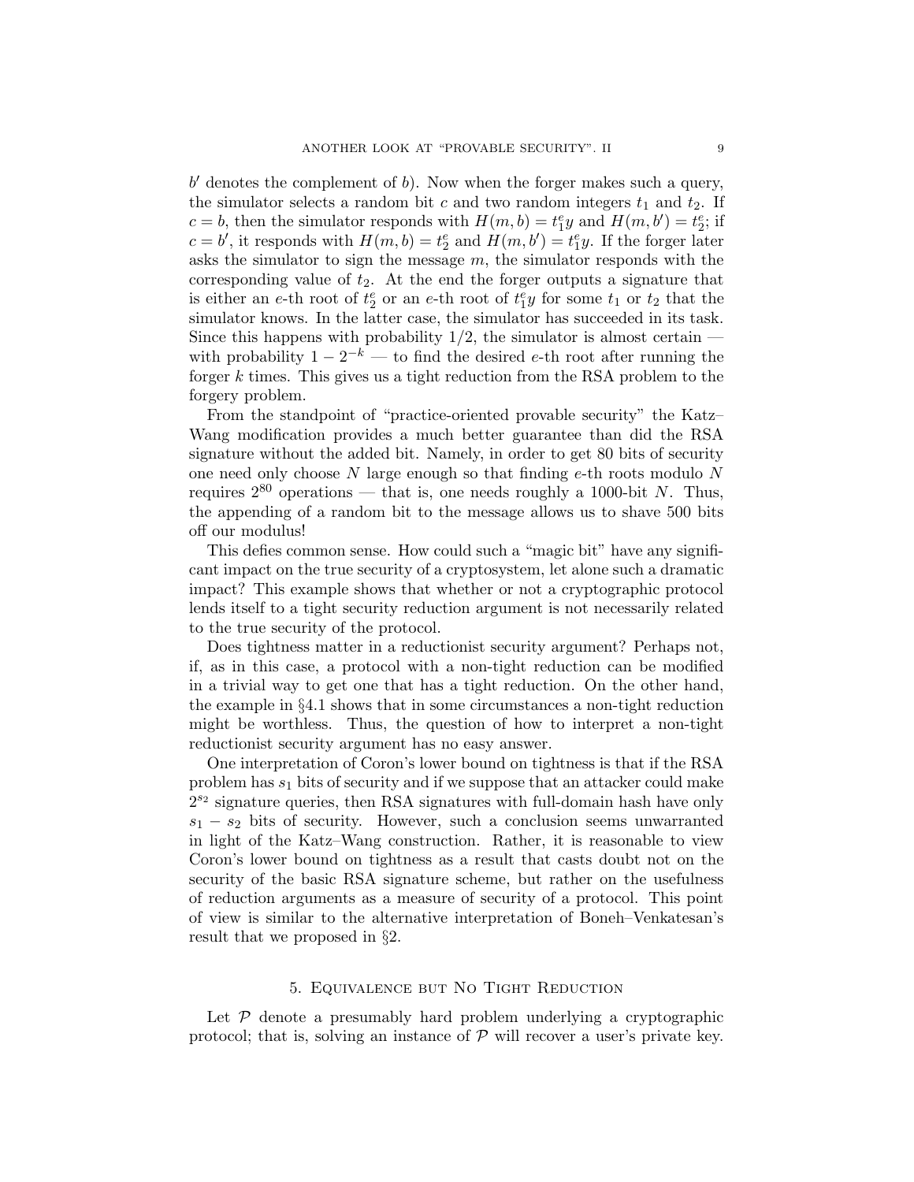$b'$ denotes the complement of $b$). Now when the forger makes such a query, the simulator selects a random bit $c$ and two random integers $t_1$ and $t_2$. If $c = b$, then the simulator responds with $H(m, b) = t_1^e y$ and $H(m, b') = t_2^e$; if $c = b'$, it responds with $H(m, b) = t_2^e$ and $H(m, b') = t_1^e y$. If the forger later asks the simulator to sign the message $m$, the simulator responds with the corresponding value of $t_2$. At the end the forger outputs a signature that is either an $e$-th root of $t_2^e$ or an $e$-th root of $t_1^e y$ for some $t_1$ or $t_2$ that the simulator knows. In the latter case, the simulator has succeeded in its task. Since this happens with probability $1/2$, the simulator is almost certain — with probability $1 - 2^{-k}$ — to find the desired $e$-th root after running the forger $k$ times. This gives us a tight reduction from the RSA problem to the forgery problem.

From the standpoint of "practice-oriented provable security" the Katz–Wang modification provides a much better guarantee than did the RSA signature without the added bit. Namely, in order to get 80 bits of security one need only choose $N$ large enough so that finding $e$-th roots modulo $N$ requires $2^{80}$ operations — that is, one needs roughly a 1000-bit $N$. Thus, the appending of a random bit to the message allows us to shave 500 bits off our modulus!

This defies common sense. How could such a "magic bit" have any significant impact on the true security of a cryptosystem, let alone such a dramatic impact? This example shows that whether or not a cryptographic protocol lends itself to a tight security reduction argument is not necessarily related to the true security of the protocol.

Does tightness matter in a reductionist security argument? Perhaps not, if, as in this case, a protocol with a non-tight reduction can be modified in a trivial way to get one that has a tight reduction. On the other hand, the example in §4.1 shows that in some circumstances a non-tight reduction might be worthless. Thus, the question of how to interpret a non-tight reductionist security argument has no easy answer.

One interpretation of Coron's lower bound on tightness is that if the RSA problem has $s_1$ bits of security and if we suppose that an attacker could make $2^{s_2}$ signature queries, then RSA signatures with full-domain hash have only $s_1 - s_2$ bits of security. However, such a conclusion seems unwarranted in light of the Katz–Wang construction. Rather, it is reasonable to view Coron's lower bound on tightness as a result that casts doubt not on the security of the basic RSA signature scheme, but rather on the usefulness of reduction arguments as a measure of security of a protocol. This point of view is similar to the alternative interpretation of Boneh–Venkatesan's result that we proposed in §2.

## 5. Equivalence but No Tight Reduction

Let $\mathcal{P}$ denote a presumably hard problem underlying a cryptographic protocol; that is, solving an instance of $\mathcal{P}$ will recover a user's private key.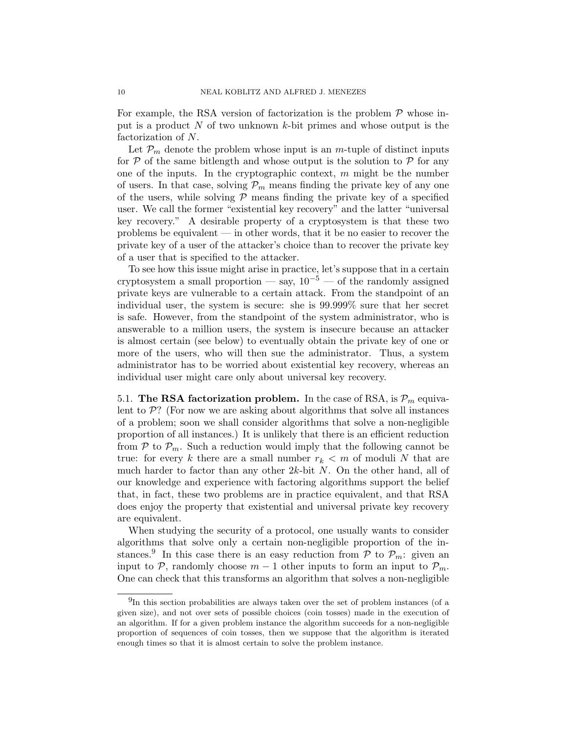For example, the RSA version of factorization is the problem $\mathcal{P}$ whose input is a product $N$ of two unknown $k$-bit primes and whose output is the factorization of $N$.

Let $\mathcal{P}_m$ denote the problem whose input is an $m$-tuple of distinct inputs for $\mathcal{P}$ of the same bitlength and whose output is the solution to $\mathcal{P}$ for any one of the inputs. In the cryptographic context, $m$ might be the number of users. In that case, solving $\mathcal{P}_m$ means finding the private key of any one of the users, while solving $\mathcal{P}$ means finding the private key of a specified user. We call the former "existential key recovery" and the latter "universal key recovery." A desirable property of a cryptosystem is that these two problems be equivalent — in other words, that it be no easier to recover the private key of a user of the attacker's choice than to recover the private key of a user that is specified to the attacker.

To see how this issue might arise in practice, let's suppose that in a certain cryptosystem a small proportion — say, $10^{-5}$ — of the randomly assigned private keys are vulnerable to a certain attack. From the standpoint of an individual user, the system is secure: she is 99.999% sure that her secret is safe. However, from the standpoint of the system administrator, who is answerable to a million users, the system is insecure because an attacker is almost certain (see below) to eventually obtain the private key of one or more of the users, who will then sue the administrator. Thus, a system administrator has to be worried about existential key recovery, whereas an individual user might care only about universal key recovery.

5.1. **The RSA factorization problem.** In the case of RSA, is $\mathcal{P}_m$ equivalent to $\mathcal{P}$? (For now we are asking about algorithms that solve all instances of a problem; soon we shall consider algorithms that solve a non-negligible proportion of all instances.) It is unlikely that there is an efficient reduction from $\mathcal{P}$ to $\mathcal{P}_m$. Such a reduction would imply that the following cannot be true: for every $k$ there are a small number $r_k < m$ of moduli $N$ that are much harder to factor than any other $2k$-bit $N$. On the other hand, all of our knowledge and experience with factoring algorithms support the belief that, in fact, these two problems are in practice equivalent, and that RSA does enjoy the property that existential and universal private key recovery are equivalent.

When studying the security of a protocol, one usually wants to consider algorithms that solve only a certain non-negligible proportion of the instances.[9] In this case there is an easy reduction from $\mathcal{P}$ to $\mathcal{P}_m$: given an input to $\mathcal{P}$, randomly choose $m-1$ other inputs to form an input to $\mathcal{P}_m$. One can check that this transforms an algorithm that solves a non-negligible

[9]In this section probabilities are always taken over the set of problem instances (of a given size), and not over sets of possible choices (coin tosses) made in the execution of an algorithm. If for a given problem instance the algorithm succeeds for a non-negligible proportion of sequences of coin tosses, then we suppose that the algorithm is iterated enough times so that it is almost certain to solve the problem instance.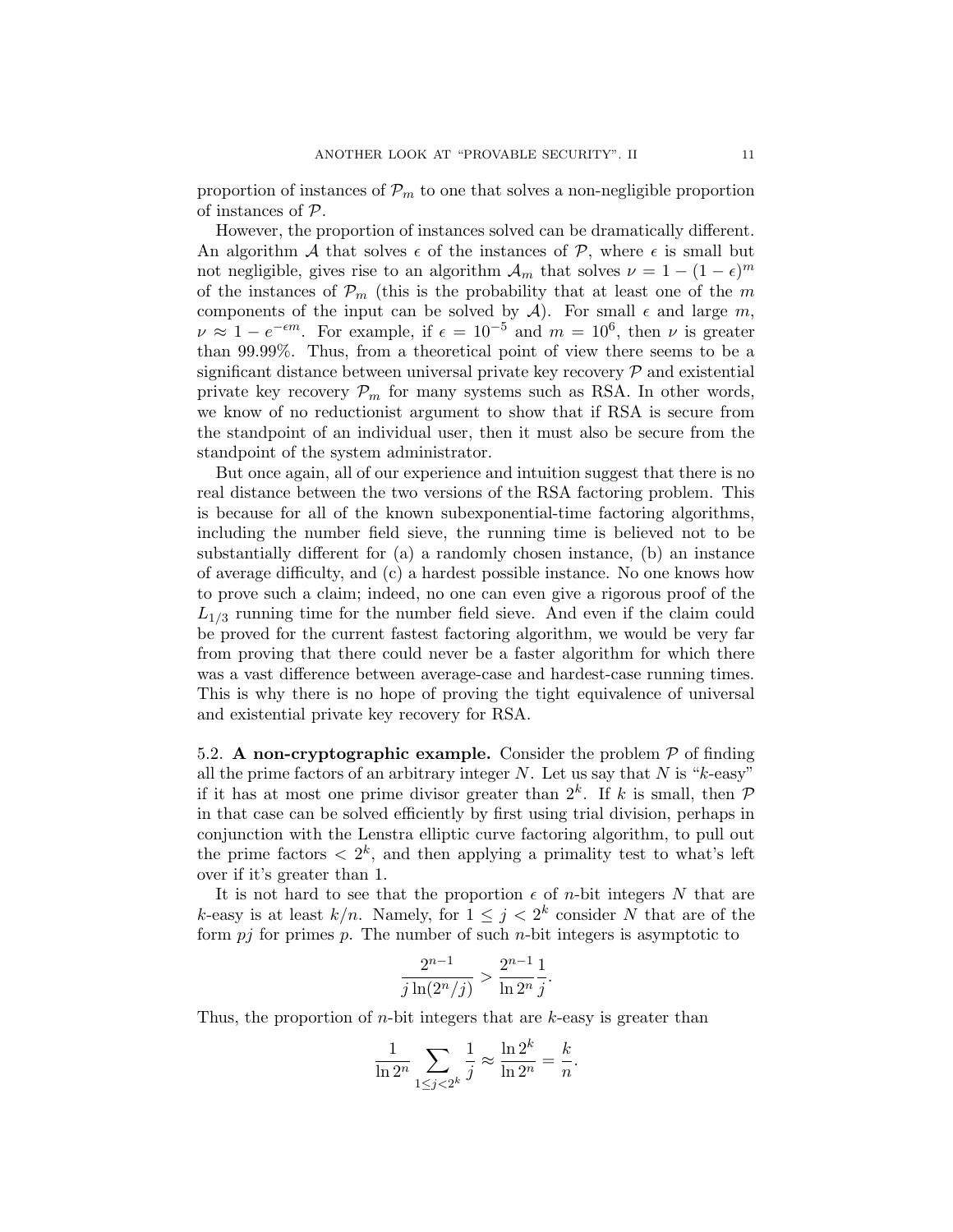proportion of instances of $\mathcal{P}_m$ to one that solves a non-negligible proportion of instances of $\mathcal{P}$.

However, the proportion of instances solved can be dramatically different. An algorithm $\mathcal{A}$ that solves $\epsilon$ of the instances of $\mathcal{P}$, where $\epsilon$ is small but not negligible, gives rise to an algorithm $\mathcal{A}_m$ that solves $\nu = 1 - (1 - \epsilon)^m$ of the instances of $\mathcal{P}_m$ (this is the probability that at least one of the $m$ components of the input can be solved by $\mathcal{A}$). For small $\epsilon$ and large $m$, $\nu \approx 1 - e^{-\epsilon m}$. For example, if $\epsilon = 10^{-5}$ and $m = 10^6$, then $\nu$ is greater than 99.99%. Thus, from a theoretical point of view there seems to be a significant distance between universal private key recovery $\mathcal{P}$ and existential private key recovery $\mathcal{P}_m$ for many systems such as RSA. In other words, we know of no reductionist argument to show that if RSA is secure from the standpoint of an individual user, then it must also be secure from the standpoint of the system administrator.

But once again, all of our experience and intuition suggest that there is no real distance between the two versions of the RSA factoring problem. This is because for all of the known subexponential-time factoring algorithms, including the number field sieve, the running time is believed not to be substantially different for (a) a randomly chosen instance, (b) an instance of average difficulty, and (c) a hardest possible instance. No one knows how to prove such a claim; indeed, no one can even give a rigorous proof of the $L_{1/3}$ running time for the number field sieve. And even if the claim could be proved for the current fastest factoring algorithm, we would be very far from proving that there could never be a faster algorithm for which there was a vast difference between average-case and hardest-case running times. This is why there is no hope of proving the tight equivalence of universal and existential private key recovery for RSA.

5.2. **A non-cryptographic example.** Consider the problem $\mathcal{P}$ of finding all the prime factors of an arbitrary integer $N$. Let us say that $N$ is "$k$-easy" if it has at most one prime divisor greater than $2^k$. If $k$ is small, then $\mathcal{P}$ in that case can be solved efficiently by first using trial division, perhaps in conjunction with the Lenstra elliptic curve factoring algorithm, to pull out the prime factors $< 2^k$, and then applying a primality test to what's left over if it's greater than 1.

It is not hard to see that the proportion $\epsilon$ of $n$-bit integers $N$ that are $k$-easy is at least $k/n$. Namely, for $1 \le j < 2^k$ consider $N$ that are of the form $pj$ for primes $p$. The number of such $n$-bit integers is asymptotic to

$$\frac{2^{n-1}}{j \ln(2^n/j)} > \frac{2^{n-1}}{\ln 2^n} \frac{1}{j}.$$

Thus, the proportion of $n$-bit integers that are $k$-easy is greater than

$$\frac{1}{\ln 2^n} \sum_{1 \le j < 2^k} \frac{1}{j} \approx \frac{\ln 2^k}{\ln 2^n} = \frac{k}{n}.$$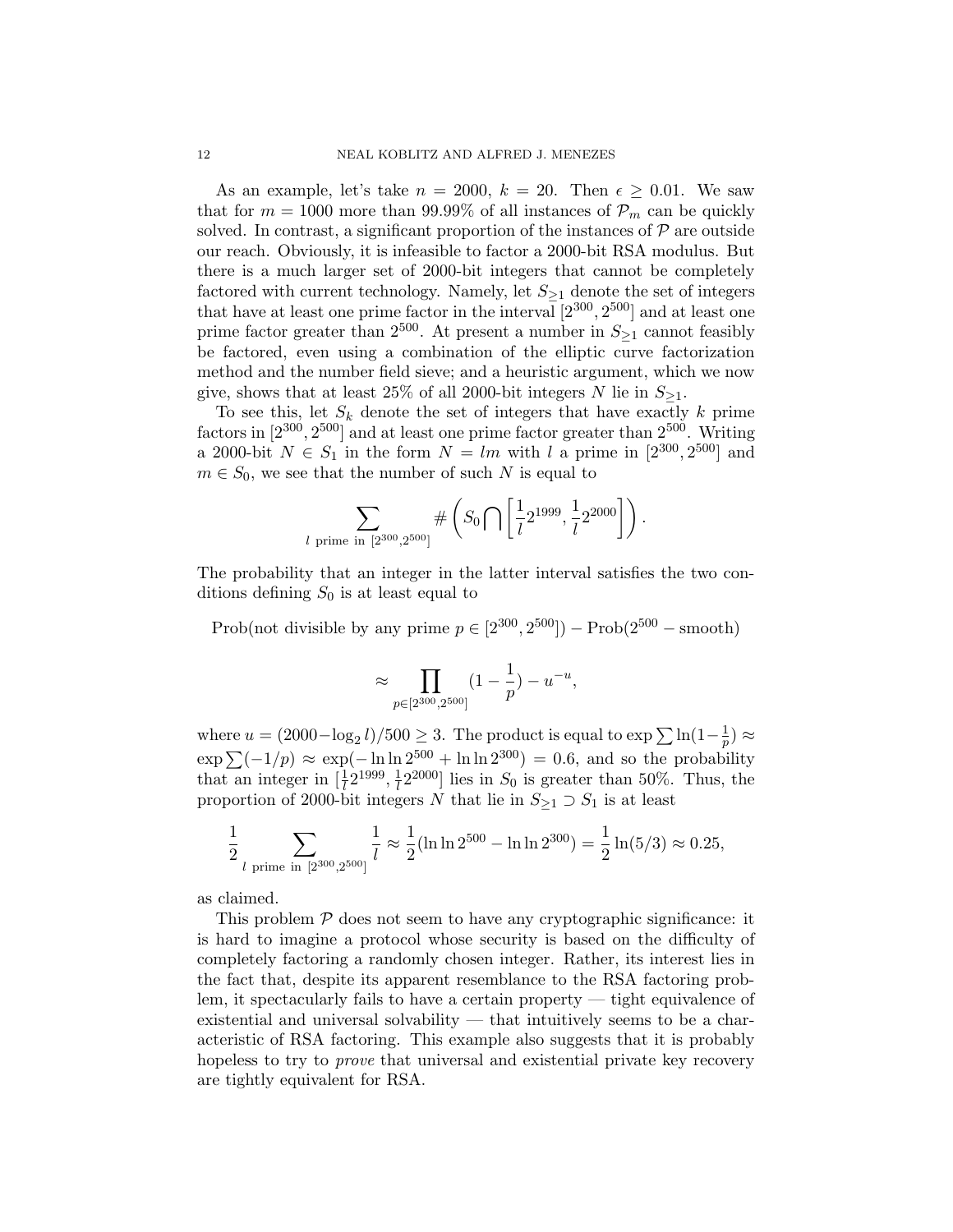As an example, let's take $n = 2000$, $k = 20$. Then $\epsilon \geq 0.01$. We saw that for $m = 1000$ more than 99.99% of all instances of $\mathcal{P}_m$ can be quickly solved. In contrast, a significant proportion of the instances of $\mathcal{P}$ are outside our reach. Obviously, it is infeasible to factor a 2000-bit RSA modulus. But there is a much larger set of 2000-bit integers that cannot be completely factored with current technology. Namely, let $S_{\geq 1}$ denote the set of integers that have at least one prime factor in the interval $[2^{300}, 2^{500}]$ and at least one prime factor greater than $2^{500}$. At present a number in $S_{\geq 1}$ cannot feasibly be factored, even using a combination of the elliptic curve factorization method and the number field sieve; and a heuristic argument, which we now give, shows that at least 25% of all 2000-bit integers $N$ lie in $S_{\geq 1}$.

To see this, let $S_k$ denote the set of integers that have exactly $k$ prime factors in $[2^{300}, 2^{500}]$ and at least one prime factor greater than $2^{500}$. Writing a 2000-bit $N \in S_1$ in the form $N = lm$ with $l$ a prime in $[2^{300}, 2^{500}]$ and $m \in S_0$, we see that the number of such $N$ is equal to

$$\sum_{l \text{ prime in } [2^{300}, 2^{500}]} \# \left( S_0 \bigcap \left[ \frac{1}{l} 2^{1999}, \frac{1}{l} 2^{2000} \right] \right).$$

The probability that an integer in the latter interval satisfies the two conditions defining $S_0$ is at least equal to

$$\text{Prob(not divisible by any prime } p \in [2^{300}, 2^{500}]) - \text{Prob}(2^{500} - \text{smooth})$$

$$\approx \prod_{p \in [2^{300}, 2^{500}]} (1 - \frac{1}{p}) - u^{-u},$$

where $u = (2000 - \log_2 l)/500 \geq 3$. The product is equal to $\exp \sum \ln(1 - \frac{1}{p}) \approx \exp \sum(-1/p) \approx \exp(-\ln \ln 2^{500} + \ln \ln 2^{300}) = 0.6$, and so the probability that an integer in $[\frac{1}{l} 2^{1999}, \frac{1}{l} 2^{2000}]$ lies in $S_0$ is greater than 50%. Thus, the proportion of 2000-bit integers $N$ that lie in $S_{\geq 1} \supset S_1$ is at least

$$\frac{1}{2} \sum_{l \text{ prime in } [2^{300}, 2^{500}]} \frac{1}{l} \approx \frac{1}{2} (\ln \ln 2^{500} - \ln \ln 2^{300}) = \frac{1}{2} \ln(5/3) \approx 0.25,$$

as claimed.

This problem $\mathcal{P}$ does not seem to have any cryptographic significance: it is hard to imagine a protocol whose security is based on the difficulty of completely factoring a randomly chosen integer. Rather, its interest lies in the fact that, despite its apparent resemblance to the RSA factoring problem, it spectacularly fails to have a certain property — tight equivalence of existential and universal solvability — that intuitively seems to be a characteristic of RSA factoring. This example also suggests that it is probably hopeless to try to *prove* that universal and existential private key recovery are tightly equivalent for RSA.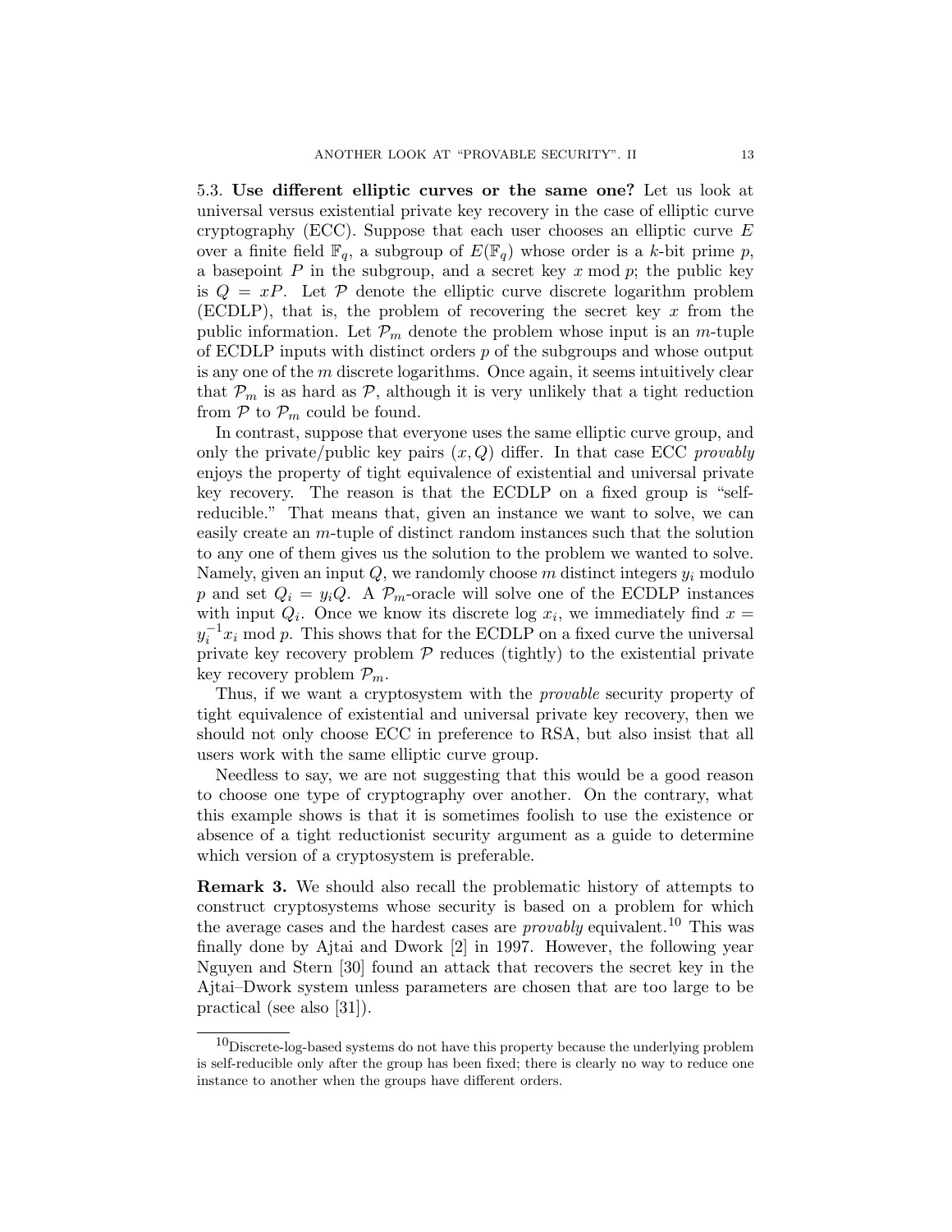### 5.3. Use different elliptic curves or the same one?

Let us look at universal versus existential private key recovery in the case of elliptic curve cryptography (ECC). Suppose that each user chooses an elliptic curve $E$ over a finite field $\mathbb{F}_q$, a subgroup of $E(\mathbb{F}_q)$ whose order is a $k$-bit prime $p$, a basepoint $P$ in the subgroup, and a secret key $x \bmod p$; the public key is $Q = xP$. Let $\mathcal{P}$ denote the elliptic curve discrete logarithm problem (ECDLP), that is, the problem of recovering the secret key $x$ from the public information. Let $\mathcal{P}_m$ denote the problem whose input is an $m$-tuple of ECDLP inputs with distinct orders $p$ of the subgroups and whose output is any one of the $m$ discrete logarithms. Once again, it seems intuitively clear that $\mathcal{P}_m$ is as hard as $\mathcal{P}$, although it is very unlikely that a tight reduction from $\mathcal{P}$ to $\mathcal{P}_m$ could be found.

In contrast, suppose that everyone uses the same elliptic curve group, and only the private/public key pairs $(x, Q)$ differ. In that case ECC *provably* enjoys the property of tight equivalence of existential and universal private key recovery. The reason is that the ECDLP on a fixed group is "self-reducible." That means that, given an instance we want to solve, we can easily create an $m$-tuple of distinct random instances such that the solution to any one of them gives us the solution to the problem we wanted to solve. Namely, given an input $Q$, we randomly choose $m$ distinct integers $y_i$ modulo $p$ and set $Q_i = y_i Q$. A $\mathcal{P}_m$-oracle will solve one of the ECDLP instances with input $Q_i$. Once we know its discrete log $x_i$, we immediately find $x = y_i^{-1} x_i \bmod p$. This shows that for the ECDLP on a fixed curve the universal private key recovery problem $\mathcal{P}$ reduces (tightly) to the existential private key recovery problem $\mathcal{P}_m$.

Thus, if we want a cryptosystem with the *provable* security property of tight equivalence of existential and universal private key recovery, then we should not only choose ECC in preference to RSA, but also insist that all users work with the same elliptic curve group.

Needless to say, we are not suggesting that this would be a good reason to choose one type of cryptography over another. On the contrary, what this example shows is that it is sometimes foolish to use the existence or absence of a tight reductionist security argument as a guide to determine which version of a cryptosystem is preferable.

**Remark 3.** We should also recall the problematic history of attempts to construct cryptosystems whose security is based on a problem for which the average cases and the hardest cases are *provably* equivalent.[10] This was finally done by Ajtai and Dwork [2] in 1997. However, the following year Nguyen and Stern [30] found an attack that recovers the secret key in the Ajtai–Dwork system unless parameters are chosen that are too large to be practical (see also [31]).

---

[10] Discrete-log-based systems do not have this property because the underlying problem is self-reducible only after the group has been fixed; there is clearly no way to reduce one instance to another when the groups have different orders.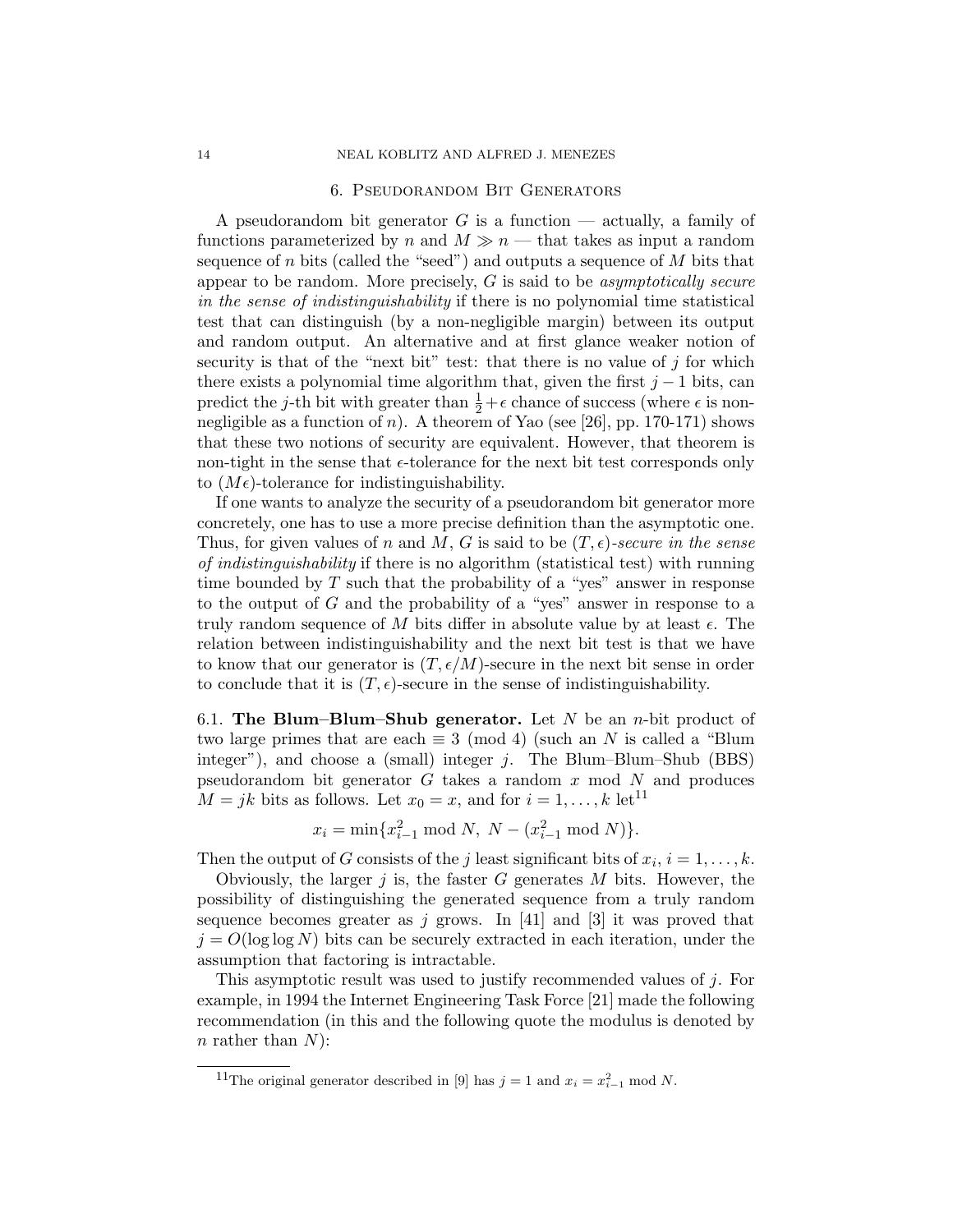## 6. Pseudorandom Bit Generators

A pseudorandom bit generator $G$ is a function — actually, a family of functions parameterized by $n$ and $M \gg n$ — that takes as input a random sequence of $n$ bits (called the "seed") and outputs a sequence of $M$ bits that appear to be random. More precisely, $G$ is said to be *asymptotically secure in the sense of indistinguishability* if there is no polynomial time statistical test that can distinguish (by a non-negligible margin) between its output and random output. An alternative and at first glance weaker notion of security is that of the "next bit" test: that there is no value of $j$ for which there exists a polynomial time algorithm that, given the first $j-1$ bits, can predict the $j$-th bit with greater than $\frac{1}{2}+\epsilon$ chance of success (where $\epsilon$ is non-negligible as a function of $n$). A theorem of Yao (see [26], pp. 170-171) shows that these two notions of security are equivalent. However, that theorem is non-tight in the sense that $\epsilon$-tolerance for the next bit test corresponds only to $(M\epsilon)$-tolerance for indistinguishability.

If one wants to analyze the security of a pseudorandom bit generator more concretely, one has to use a more precise definition than the asymptotic one. Thus, for given values of $n$ and $M$, $G$ is said to be $(T, \epsilon)$*-secure in the sense of indistinguishability* if there is no algorithm (statistical test) with running time bounded by $T$ such that the probability of a "yes" answer in response to the output of $G$ and the probability of a "yes" answer in response to a truly random sequence of $M$ bits differ in absolute value by at least $\epsilon$. The relation between indistinguishability and the next bit test is that we have to know that our generator is $(T, \epsilon/M)$-secure in the next bit sense in order to conclude that it is $(T, \epsilon)$-secure in the sense of indistinguishability.

6.1. **The Blum–Blum–Shub generator.** Let $N$ be an $n$-bit product of two large primes that are each $\equiv 3 \pmod 4$ (such an $N$ is called a "Blum integer"), and choose a (small) integer $j$. The Blum–Blum–Shub (BBS) pseudorandom bit generator $G$ takes a random $x \bmod N$ and produces $M = jk$ bits as follows. Let $x_0 = x$, and for $i = 1, \ldots, k$ let[11]

$$x_i = \min\{x_{i-1}^2 \bmod N,\ N - (x_{i-1}^2 \bmod N)\}.$$

Then the output of $G$ consists of the $j$ least significant bits of $x_i$, $i = 1, \ldots, k$.

Obviously, the larger $j$ is, the faster $G$ generates $M$ bits. However, the possibility of distinguishing the generated sequence from a truly random sequence becomes greater as $j$ grows. In [41] and [3] it was proved that $j = O(\log \log N)$ bits can be securely extracted in each iteration, under the assumption that factoring is intractable.

This asymptotic result was used to justify recommended values of $j$. For example, in 1994 the Internet Engineering Task Force [21] made the following recommendation (in this and the following quote the modulus is denoted by $n$ rather than $N$):

[11] The original generator described in [9] has $j = 1$ and $x_i = x_{i-1}^2 \bmod N$.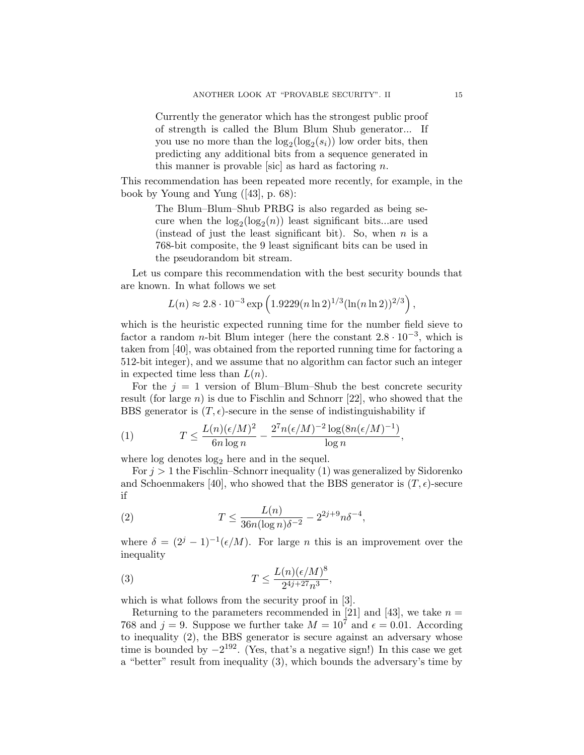> Currently the generator which has the strongest public proof of strength is called the Blum Blum Shub generator... If you use no more than the $\log_2(\log_2(s_i))$ low order bits, then predicting any additional bits from a sequence generated in this manner is provable [sic] as hard as factoring $n$.

This recommendation has been repeated more recently, for example, in the book by Young and Yung ([43], p. 68):

> The Blum–Blum–Shub PRBG is also regarded as being secure when the $\log_2(\log_2(n))$ least significant bits...are used (instead of just the least significant bit). So, when $n$ is a 768-bit composite, the 9 least significant bits can be used in the pseudorandom bit stream.

Let us compare this recommendation with the best security bounds that are known. In what follows we set

$$L(n) \approx 2.8 \cdot 10^{-3} \exp\left(1.9229(n \ln 2)^{1/3}(\ln(n \ln 2))^{2/3}\right),$$

which is the heuristic expected running time for the number field sieve to factor a random $n$-bit Blum integer (here the constant $2.8 \cdot 10^{-3}$, which is taken from [40], was obtained from the reported running time for factoring a 512-bit integer), and we assume that no algorithm can factor such an integer in expected time less than $L(n)$.

For the $j = 1$ version of Blum–Blum–Shub the best concrete security result (for large $n$) is due to Fischlin and Schnorr [22], who showed that the BBS generator is $(T, \epsilon)$-secure in the sense of indistinguishability if

$$T \leq \frac{L(n)(\epsilon/M)^2}{6n \log n} - \frac{2^7 n(\epsilon/M)^{-2} \log(8n(\epsilon/M)^{-1})}{\log n}, \tag{1}$$

where log denotes $\log_2$ here and in the sequel.

For $j > 1$ the Fischlin–Schnorr inequality (1) was generalized by Sidorenko and Schoenmakers [40], who showed that the BBS generator is $(T, \epsilon)$-secure if

$$T \leq \frac{L(n)}{36n(\log n)\delta^{-2}} - 2^{2j+9} n \delta^{-4}, \tag{2}$$

where $\delta = (2^j - 1)^{-1}(\epsilon/M)$. For large $n$ this is an improvement over the inequality

$$T \leq \frac{L(n)(\epsilon/M)^8}{2^{4j+27} n^3}, \tag{3}$$

which is what follows from the security proof in [3].

Returning to the parameters recommended in [21] and [43], we take $n = 768$ and $j = 9$. Suppose we further take $M = 10^7$ and $\epsilon = 0.01$. According to inequality (2), the BBS generator is secure against an adversary whose time is bounded by $-2^{192}$. (Yes, that's a negative sign!) In this case we get a "better" result from inequality (3), which bounds the adversary's time by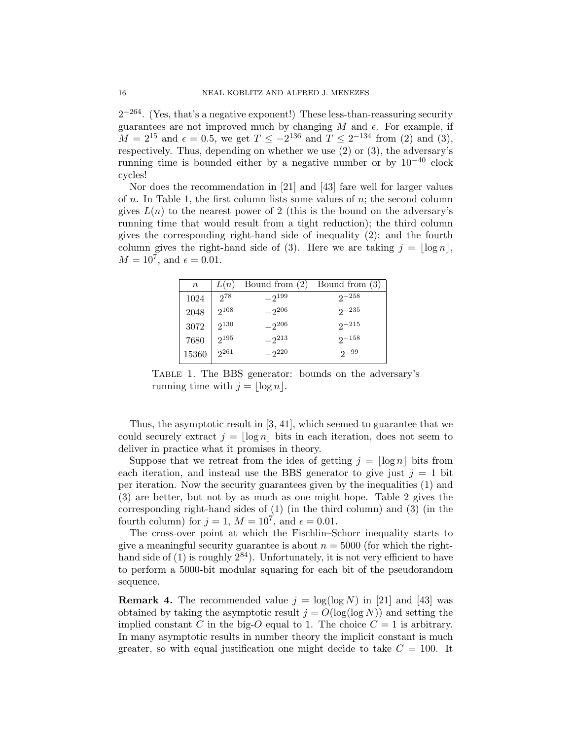$2^{-264}$. (Yes, that's a negative exponent!) These less-than-reassuring security guarantees are not improved much by changing $M$ and $\epsilon$. For example, if $M = 2^{15}$ and $\epsilon = 0.5$, we get $T \leq -2^{136}$ and $T \leq 2^{-134}$ from (2) and (3), respectively. Thus, depending on whether we use (2) or (3), the adversary's running time is bounded either by a negative number or by $10^{-40}$ clock cycles!

Nor does the recommendation in [21] and [43] fare well for larger values of $n$. In Table 1, the first column lists some values of $n$; the second column gives $L(n)$ to the nearest power of 2 (this is the bound on the adversary's running time that would result from a tight reduction); the third column gives the corresponding right-hand side of inequality (2); and the fourth column gives the right-hand side of (3). Here we are taking $j = \lfloor \log n \rfloor$, $M = 10^7$, and $\epsilon = 0.01$.

| $n$ | $L(n)$ | Bound from (2) | Bound from (3) |
|---|---|---|---|
| 1024 | $2^{78}$ | $-2^{199}$ | $2^{-258}$ |
| 2048 | $2^{108}$ | $-2^{206}$ | $2^{-235}$ |
| 3072 | $2^{130}$ | $-2^{206}$ | $2^{-215}$ |
| 7680 | $2^{195}$ | $-2^{213}$ | $2^{-158}$ |
| 15360 | $2^{261}$ | $-2^{220}$ | $2^{-99}$ |

Table 1. The BBS generator: bounds on the adversary's running time with $j = \lfloor \log n \rfloor$.

Thus, the asymptotic result in [3, 41], which seemed to guarantee that we could securely extract $j = \lfloor \log n \rfloor$ bits in each iteration, does not seem to deliver in practice what it promises in theory.

Suppose that we retreat from the idea of getting $j = \lfloor \log n \rfloor$ bits from each iteration, and instead use the BBS generator to give just $j = 1$ bit per iteration. Now the security guarantees given by the inequalities (1) and (3) are better, but not by as much as one might hope. Table 2 gives the corresponding right-hand sides of (1) (in the third column) and (3) (in the fourth column) for $j = 1$, $M = 10^7$, and $\epsilon = 0.01$.

The cross-over point at which the Fischlin–Schorr inequality starts to give a meaningful security guarantee is about $n = 5000$ (for which the right-hand side of (1) is roughly $2^{84}$). Unfortunately, it is not very efficient to have to perform a 5000-bit modular squaring for each bit of the pseudorandom sequence.

**Remark 4.** The recommended value $j = \log(\log N)$ in [21] and [43] was obtained by taking the asymptotic result $j = O(\log(\log N))$ and setting the implied constant $C$ in the big-$O$ equal to 1. The choice $C = 1$ is arbitrary. In many asymptotic results in number theory the implicit constant is much greater, so with equal justification one might decide to take $C = 100$. It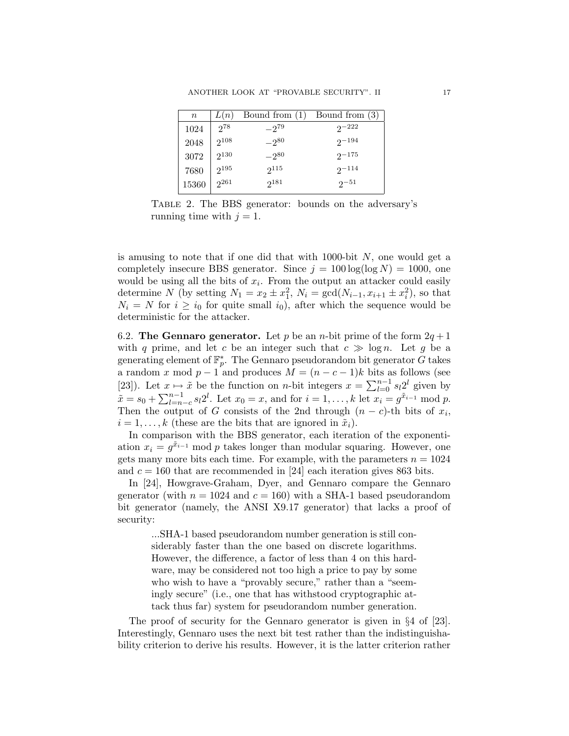| $n$ | $L(n)$ | Bound from (1) | Bound from (3) |
|---|---|---|---|
| 1024 | $2^{78}$ | $-2^{79}$ | $2^{-222}$ |
| 2048 | $2^{108}$ | $-2^{80}$ | $2^{-194}$ |
| 3072 | $2^{130}$ | $-2^{80}$ | $2^{-175}$ |
| 7680 | $2^{195}$ | $2^{115}$ | $2^{-114}$ |
| 15360 | $2^{261}$ | $2^{181}$ | $2^{-51}$ |

TABLE 2. The BBS generator: bounds on the adversary's running time with $j = 1$.

is amusing to note that if one did that with 1000-bit $N$, one would get a completely insecure BBS generator. Since $j = 100 \log(\log N) = 1000$, one would be using all the bits of $x_i$. From the output an attacker could easily determine $N$ (by setting $N_1 = x_2 \pm x_1^2$, $N_i = \gcd(N_{i-1}, x_{i+1} \pm x_i^2)$, so that $N_i = N$ for $i \geq i_0$ for quite small $i_0$), after which the sequence would be deterministic for the attacker.

6.2. **The Gennaro generator.** Let $p$ be an $n$-bit prime of the form $2q+1$ with $q$ prime, and let $c$ be an integer such that $c \gg \log n$. Let $g$ be a generating element of $\mathbb{F}_p^*$. The Gennaro pseudorandom bit generator $G$ takes a random $x$ mod $p-1$ and produces $M = (n-c-1)k$ bits as follows (see [23]). Let $x \mapsto \tilde{x}$ be the function on $n$-bit integers $x = \sum_{l=0}^{n-1} s_l 2^l$ given by $\tilde{x} = s_0 + \sum_{l=n-c}^{n-1} s_l 2^l$. Let $x_0 = x$, and for $i = 1, \ldots, k$ let $x_i = g^{\tilde{x}_{i-1}} \bmod p$. Then the output of $G$ consists of the 2nd through $(n-c)$-th bits of $x_i$, $i = 1, \ldots, k$ (these are the bits that are ignored in $\tilde{x}_i$).

In comparison with the BBS generator, each iteration of the exponentiation $x_i = g^{\tilde{x}_{i-1}} \bmod p$ takes longer than modular squaring. However, one gets many more bits each time. For example, with the parameters $n = 1024$ and $c = 160$ that are recommended in [24] each iteration gives 863 bits.

In [24], Howgrave-Graham, Dyer, and Gennaro compare the Gennaro generator (with $n = 1024$ and $c = 160$) with a SHA-1 based pseudorandom bit generator (namely, the ANSI X9.17 generator) that lacks a proof of security:

> ...SHA-1 based pseudorandom number generation is still considerably faster than the one based on discrete logarithms. However, the difference, a factor of less than 4 on this hardware, may be considered not too high a price to pay by some who wish to have a "provably secure," rather than a "seemingly secure" (i.e., one that has withstood cryptographic attack thus far) system for pseudorandom number generation.

The proof of security for the Gennaro generator is given in §4 of [23]. Interestingly, Gennaro uses the next bit test rather than the indistinguishability criterion to derive his results. However, it is the latter criterion rather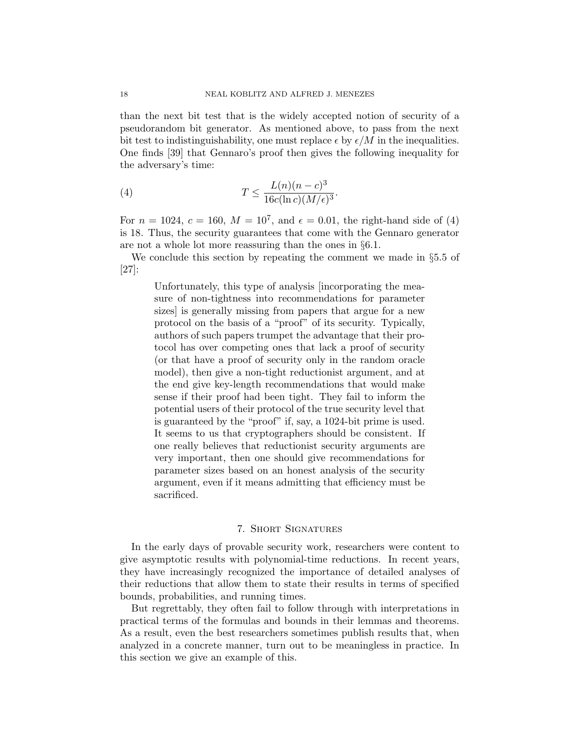than the next bit test that is the widely accepted notion of security of a pseudorandom bit generator. As mentioned above, to pass from the next bit test to indistinguishability, one must replace $\epsilon$ by $\epsilon/M$ in the inequalities. One finds [39] that Gennaro's proof then gives the following inequality for the adversary's time:

$$T \le \frac{L(n)(n-c)^3}{16c(\ln c)(M/\epsilon)^3}. \tag{4}$$

For $n = 1024$, $c = 160$, $M = 10^7$, and $\epsilon = 0.01$, the right-hand side of (4) is 18. Thus, the security guarantees that come with the Gennaro generator are not a whole lot more reassuring than the ones in §6.1.

We conclude this section by repeating the comment we made in §5.5 of [27]:

> Unfortunately, this type of analysis [incorporating the measure of non-tightness into recommendations for parameter sizes] is generally missing from papers that argue for a new protocol on the basis of a "proof" of its security. Typically, authors of such papers trumpet the advantage that their protocol has over competing ones that lack a proof of security (or that have a proof of security only in the random oracle model), then give a non-tight reductionist argument, and at the end give key-length recommendations that would make sense if their proof had been tight. They fail to inform the potential users of their protocol of the true security level that is guaranteed by the "proof" if, say, a 1024-bit prime is used. It seems to us that cryptographers should be consistent. If one really believes that reductionist security arguments are very important, then one should give recommendations for parameter sizes based on an honest analysis of the security argument, even if it means admitting that efficiency must be sacrificed.

## 7. Short Signatures

In the early days of provable security work, researchers were content to give asymptotic results with polynomial-time reductions. In recent years, they have increasingly recognized the importance of detailed analyses of their reductions that allow them to state their results in terms of specified bounds, probabilities, and running times.

But regrettably, they often fail to follow through with interpretations in practical terms of the formulas and bounds in their lemmas and theorems. As a result, even the best researchers sometimes publish results that, when analyzed in a concrete manner, turn out to be meaningless in practice. In this section we give an example of this.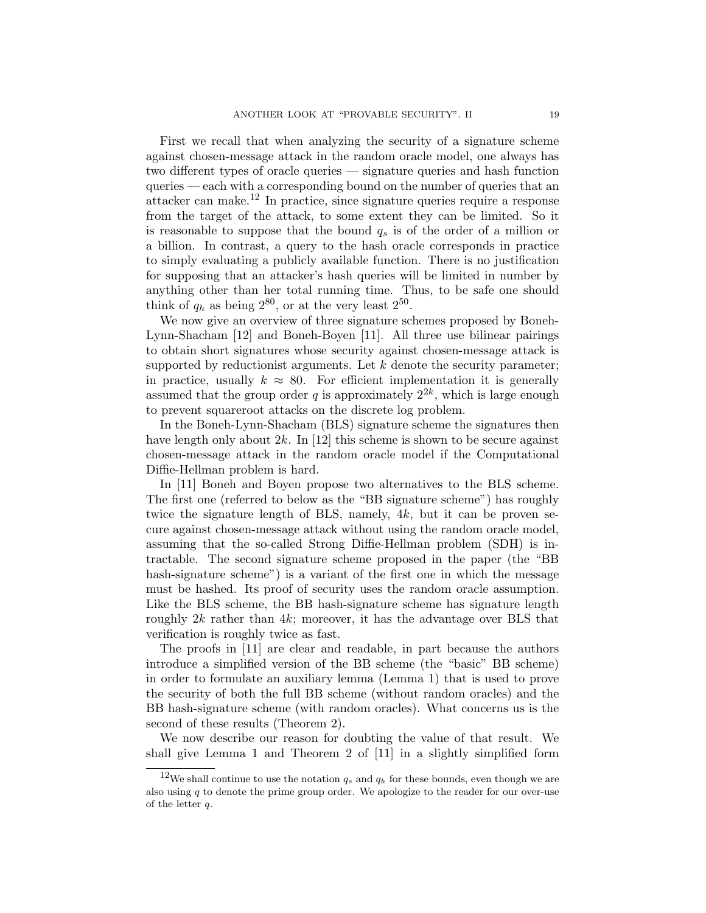First we recall that when analyzing the security of a signature scheme against chosen-message attack in the random oracle model, one always has two different types of oracle queries — signature queries and hash function queries — each with a corresponding bound on the number of queries that an attacker can make.[12] In practice, since signature queries require a response from the target of the attack, to some extent they can be limited. So it is reasonable to suppose that the bound $q_s$ is of the order of a million or a billion. In contrast, a query to the hash oracle corresponds in practice to simply evaluating a publicly available function. There is no justification for supposing that an attacker's hash queries will be limited in number by anything other than her total running time. Thus, to be safe one should think of $q_h$ as being $2^{80}$, or at the very least $2^{50}$.

We now give an overview of three signature schemes proposed by Boneh-Lynn-Shacham [12] and Boneh-Boyen [11]. All three use bilinear pairings to obtain short signatures whose security against chosen-message attack is supported by reductionist arguments. Let $k$ denote the security parameter; in practice, usually $k \approx 80$. For efficient implementation it is generally assumed that the group order $q$ is approximately $2^{2k}$, which is large enough to prevent squareroot attacks on the discrete log problem.

In the Boneh-Lynn-Shacham (BLS) signature scheme the signatures then have length only about $2k$. In [12] this scheme is shown to be secure against chosen-message attack in the random oracle model if the Computational Diffie-Hellman problem is hard.

In [11] Boneh and Boyen propose two alternatives to the BLS scheme. The first one (referred to below as the "BB signature scheme") has roughly twice the signature length of BLS, namely, $4k$, but it can be proven secure against chosen-message attack without using the random oracle model, assuming that the so-called Strong Diffie-Hellman problem (SDH) is intractable. The second signature scheme proposed in the paper (the "BB hash-signature scheme") is a variant of the first one in which the message must be hashed. Its proof of security uses the random oracle assumption. Like the BLS scheme, the BB hash-signature scheme has signature length roughly $2k$ rather than $4k$; moreover, it has the advantage over BLS that verification is roughly twice as fast.

The proofs in [11] are clear and readable, in part because the authors introduce a simplified version of the BB scheme (the "basic" BB scheme) in order to formulate an auxiliary lemma (Lemma 1) that is used to prove the security of both the full BB scheme (without random oracles) and the BB hash-signature scheme (with random oracles). What concerns us is the second of these results (Theorem 2).

We now describe our reason for doubting the value of that result. We shall give Lemma 1 and Theorem 2 of [11] in a slightly simplified form

[12] We shall continue to use the notation $q_s$ and $q_h$ for these bounds, even though we are also using $q$ to denote the prime group order. We apologize to the reader for our over-use of the letter $q$.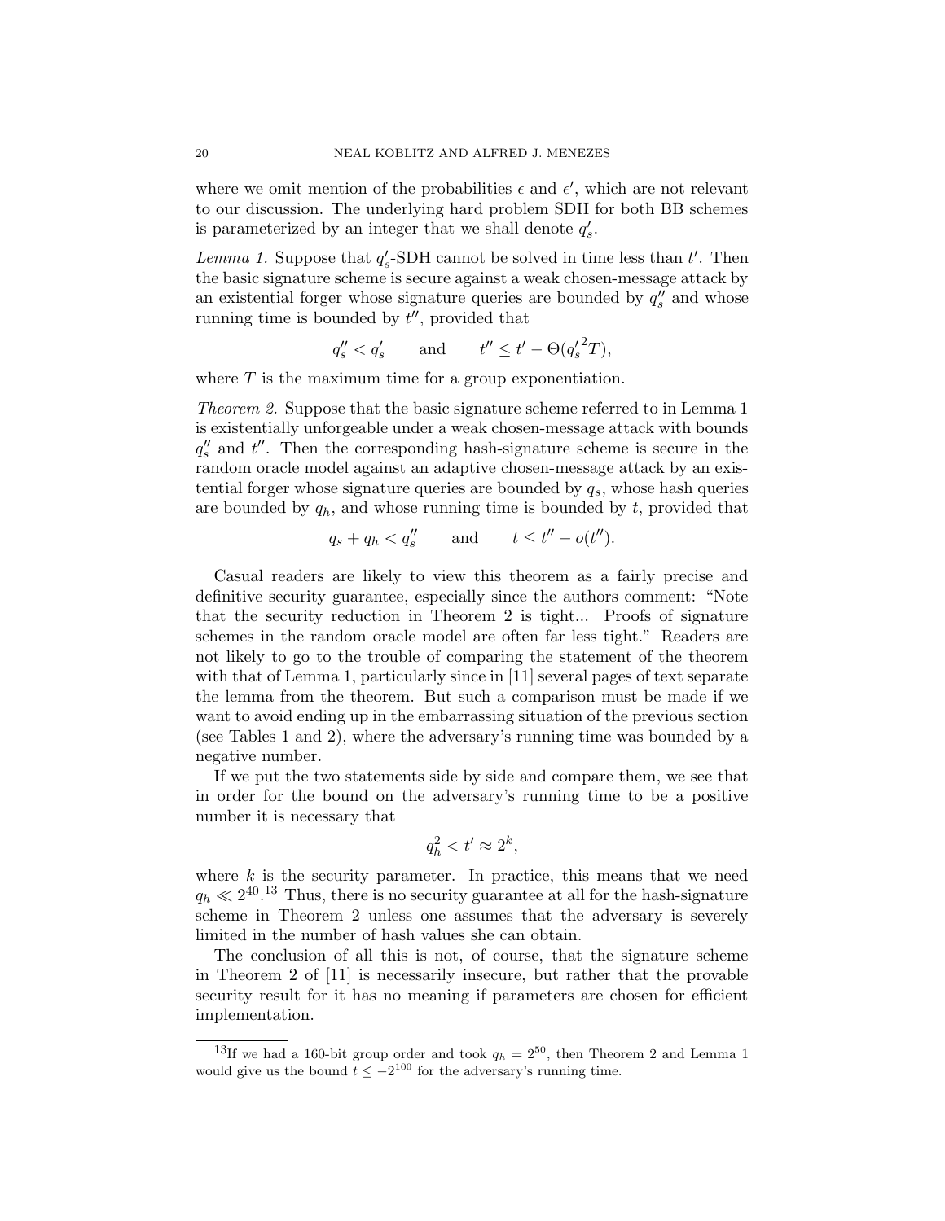where we omit mention of the probabilities $\epsilon$ and $\epsilon'$, which are not relevant to our discussion. The underlying hard problem SDH for both BB schemes is parameterized by an integer that we shall denote $q'_s$.

*Lemma 1.* Suppose that $q'_s$-SDH cannot be solved in time less than $t'$. Then the basic signature scheme is secure against a weak chosen-message attack by an existential forger whose signature queries are bounded by $q''_s$ and whose running time is bounded by $t''$, provided that

$$q''_s < q'_s \qquad \text{and} \qquad t'' \leq t' - \Theta({q'_s}^2 T),$$

where $T$ is the maximum time for a group exponentiation.

*Theorem 2.* Suppose that the basic signature scheme referred to in Lemma 1 is existentially unforgeable under a weak chosen-message attack with bounds $q''_s$ and $t''$. Then the corresponding hash-signature scheme is secure in the random oracle model against an adaptive chosen-message attack by an existential forger whose signature queries are bounded by $q_s$, whose hash queries are bounded by $q_h$, and whose running time is bounded by $t$, provided that

$$q_s + q_h < q''_s \qquad \text{and} \qquad t \leq t'' - o(t'').$$

Casual readers are likely to view this theorem as a fairly precise and definitive security guarantee, especially since the authors comment: "Note that the security reduction in Theorem 2 is tight... Proofs of signature schemes in the random oracle model are often far less tight." Readers are not likely to go to the trouble of comparing the statement of the theorem with that of Lemma 1, particularly since in [11] several pages of text separate the lemma from the theorem. But such a comparison must be made if we want to avoid ending up in the embarrassing situation of the previous section (see Tables 1 and 2), where the adversary's running time was bounded by a negative number.

If we put the two statements side by side and compare them, we see that in order for the bound on the adversary's running time to be a positive number it is necessary that

$$q_h^2 < t' \approx 2^k,$$

where $k$ is the security parameter. In practice, this means that we need $q_h \ll 2^{40}$.[13] Thus, there is no security guarantee at all for the hash-signature scheme in Theorem 2 unless one assumes that the adversary is severely limited in the number of hash values she can obtain.

The conclusion of all this is not, of course, that the signature scheme in Theorem 2 of [11] is necessarily insecure, but rather that the provable security result for it has no meaning if parameters are chosen for efficient implementation.

[13] If we had a 160-bit group order and took $q_h = 2^{50}$, then Theorem 2 and Lemma 1 would give us the bound $t \leq -2^{100}$ for the adversary's running time.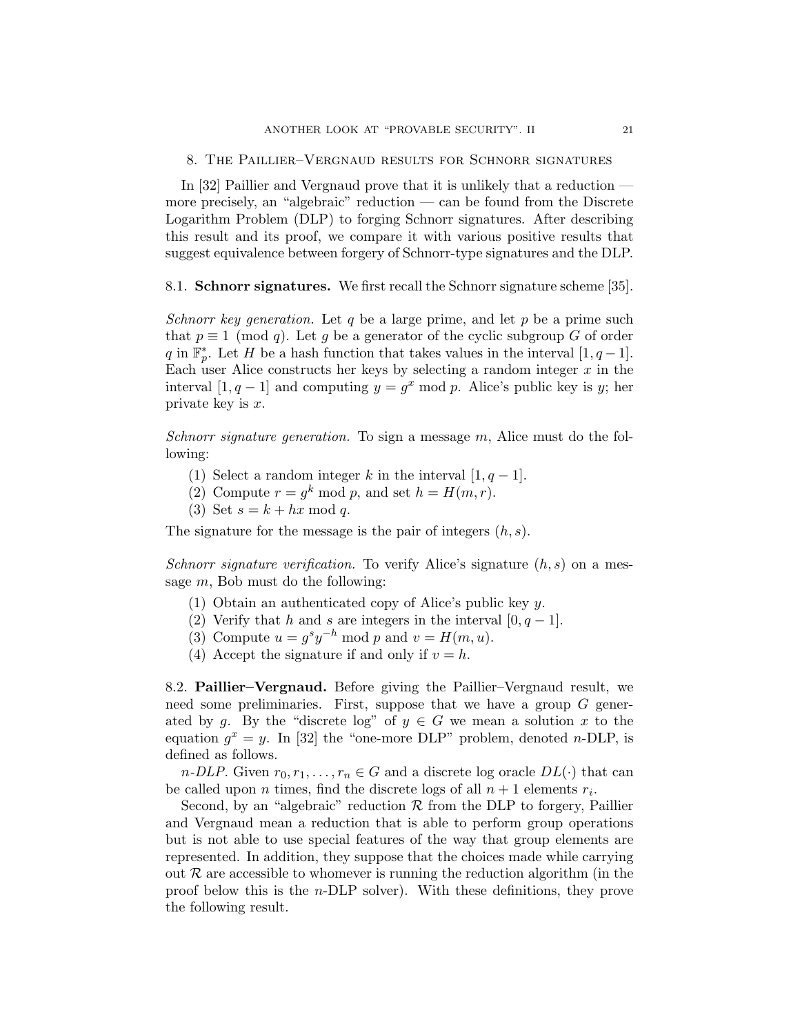## 8. The Paillier–Vergnaud results for Schnorr signatures

In [32] Paillier and Vergnaud prove that it is unlikely that a reduction — more precisely, an "algebraic" reduction — can be found from the Discrete Logarithm Problem (DLP) to forging Schnorr signatures. After describing this result and its proof, we compare it with various positive results that suggest equivalence between forgery of Schnorr-type signatures and the DLP.

### 8.1. **Schnorr signatures.**

We first recall the Schnorr signature scheme [35].

*Schnorr key generation.* Let $q$ be a large prime, and let $p$ be a prime such that $p \equiv 1 \pmod{q}$. Let $g$ be a generator of the cyclic subgroup $G$ of order $q$ in $\mathbb{F}_p^*$. Let $H$ be a hash function that takes values in the interval $[1, q-1]$. Each user Alice constructs her keys by selecting a random integer $x$ in the interval $[1, q-1]$ and computing $y = g^x \bmod p$. Alice's public key is $y$; her private key is $x$.

*Schnorr signature generation.* To sign a message $m$, Alice must do the following:

1. Select a random integer $k$ in the interval $[1, q-1]$.
2. Compute $r = g^k \bmod p$, and set $h = H(m, r)$.
3. Set $s = k + hx \bmod q$.

The signature for the message is the pair of integers $(h, s)$.

*Schnorr signature verification.* To verify Alice's signature $(h, s)$ on a message $m$, Bob must do the following:

1. Obtain an authenticated copy of Alice's public key $y$.
2. Verify that $h$ and $s$ are integers in the interval $[0, q-1]$.
3. Compute $u = g^s y^{-h} \bmod p$ and $v = H(m, u)$.
4. Accept the signature if and only if $v = h$.

### 8.2. **Paillier–Vergnaud.**

Before giving the Paillier–Vergnaud result, we need some preliminaries. First, suppose that we have a group $G$ generated by $g$. By the "discrete log" of $y \in G$ we mean a solution $x$ to the equation $g^x = y$. In [32] the "one-more DLP" problem, denoted $n$-DLP, is defined as follows.

*$n$-DLP.* Given $r_0, r_1, \ldots, r_n \in G$ and a discrete log oracle $DL(\cdot)$ that can be called upon $n$ times, find the discrete logs of all $n+1$ elements $r_i$.

Second, by an "algebraic" reduction $\mathcal{R}$ from the DLP to forgery, Paillier and Vergnaud mean a reduction that is able to perform group operations but is not able to use special features of the way that group elements are represented. In addition, they suppose that the choices made while carrying out $\mathcal{R}$ are accessible to whomever is running the reduction algorithm (in the proof below this is the $n$-DLP solver). With these definitions, they prove the following result.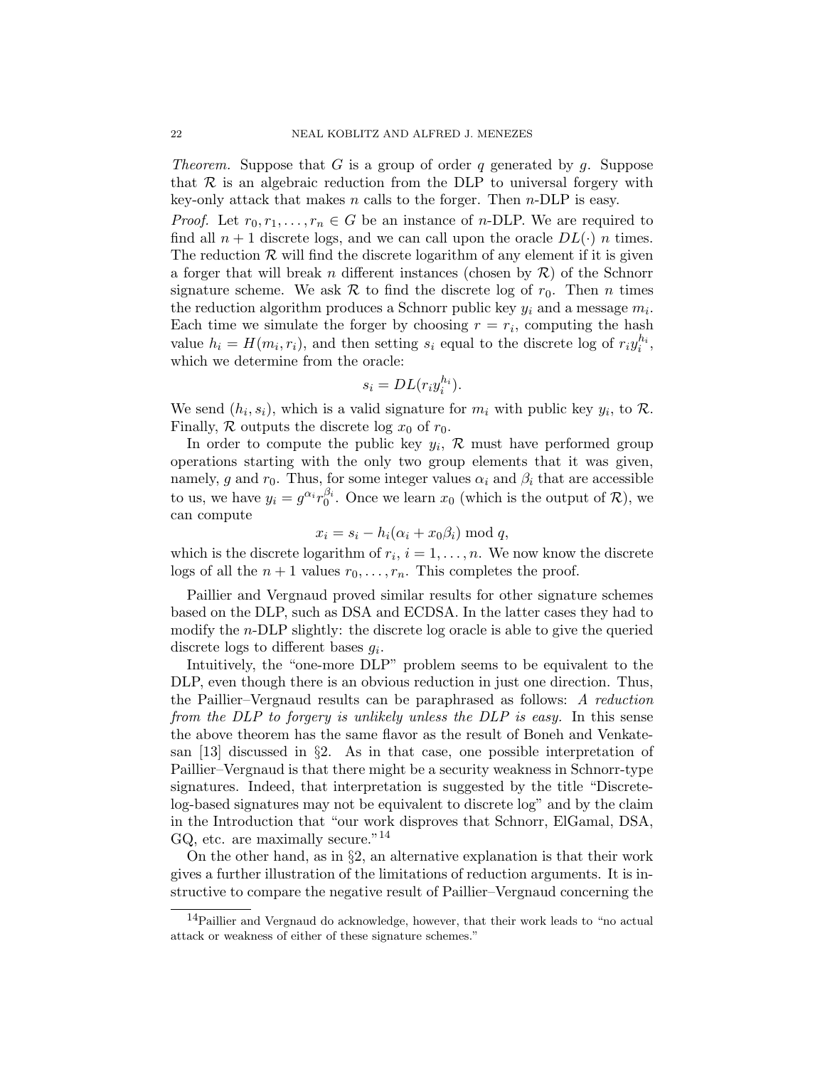*Theorem.* Suppose that $G$ is a group of order $q$ generated by $g$. Suppose that $\mathcal{R}$ is an algebraic reduction from the DLP to universal forgery with key-only attack that makes $n$ calls to the forger. Then $n$-DLP is easy.

*Proof.* Let $r_0, r_1, \ldots, r_n \in G$ be an instance of $n$-DLP. We are required to find all $n+1$ discrete logs, and we can call upon the oracle $DL(\cdot)$ $n$ times. The reduction $\mathcal{R}$ will find the discrete logarithm of any element if it is given a forger that will break $n$ different instances (chosen by $\mathcal{R}$) of the Schnorr signature scheme. We ask $\mathcal{R}$ to find the discrete log of $r_0$. Then $n$ times the reduction algorithm produces a Schnorr public key $y_i$ and a message $m_i$. Each time we simulate the forger by choosing $r = r_i$, computing the hash value $h_i = H(m_i, r_i)$, and then setting $s_i$ equal to the discrete log of $r_i y_i^{h_i}$, which we determine from the oracle:

$$s_i = DL(r_i y_i^{h_i}).$$

We send $(h_i, s_i)$, which is a valid signature for $m_i$ with public key $y_i$, to $\mathcal{R}$. Finally, $\mathcal{R}$ outputs the discrete log $x_0$ of $r_0$.

In order to compute the public key $y_i$, $\mathcal{R}$ must have performed group operations starting with the only two group elements that it was given, namely, $g$ and $r_0$. Thus, for some integer values $\alpha_i$ and $\beta_i$ that are accessible to us, we have $y_i = g^{\alpha_i} r_0^{\beta_i}$. Once we learn $x_0$ (which is the output of $\mathcal{R}$), we can compute

$$x_i = s_i - h_i(\alpha_i + x_0 \beta_i) \bmod q,$$

which is the discrete logarithm of $r_i$, $i = 1, \ldots, n$. We now know the discrete logs of all the $n+1$ values $r_0, \ldots, r_n$. This completes the proof.

Paillier and Vergnaud proved similar results for other signature schemes based on the DLP, such as DSA and ECDSA. In the latter cases they had to modify the $n$-DLP slightly: the discrete log oracle is able to give the queried discrete logs to different bases $g_i$.

Intuitively, the "one-more DLP" problem seems to be equivalent to the DLP, even though there is an obvious reduction in just one direction. Thus, the Paillier–Vergnaud results can be paraphrased as follows: *A reduction from the DLP to forgery is unlikely unless the DLP is easy.* In this sense the above theorem has the same flavor as the result of Boneh and Venkatesan [13] discussed in §2. As in that case, one possible interpretation of Paillier–Vergnaud is that there might be a security weakness in Schnorr-type signatures. Indeed, that interpretation is suggested by the title "Discrete-log-based signatures may not be equivalent to discrete log" and by the claim in the Introduction that "our work disproves that Schnorr, ElGamal, DSA, GQ, etc. are maximally secure."[14]

On the other hand, as in §2, an alternative explanation is that their work gives a further illustration of the limitations of reduction arguments. It is instructive to compare the negative result of Paillier–Vergnaud concerning the

[14] Paillier and Vergnaud do acknowledge, however, that their work leads to "no actual attack or weakness of either of these signature schemes."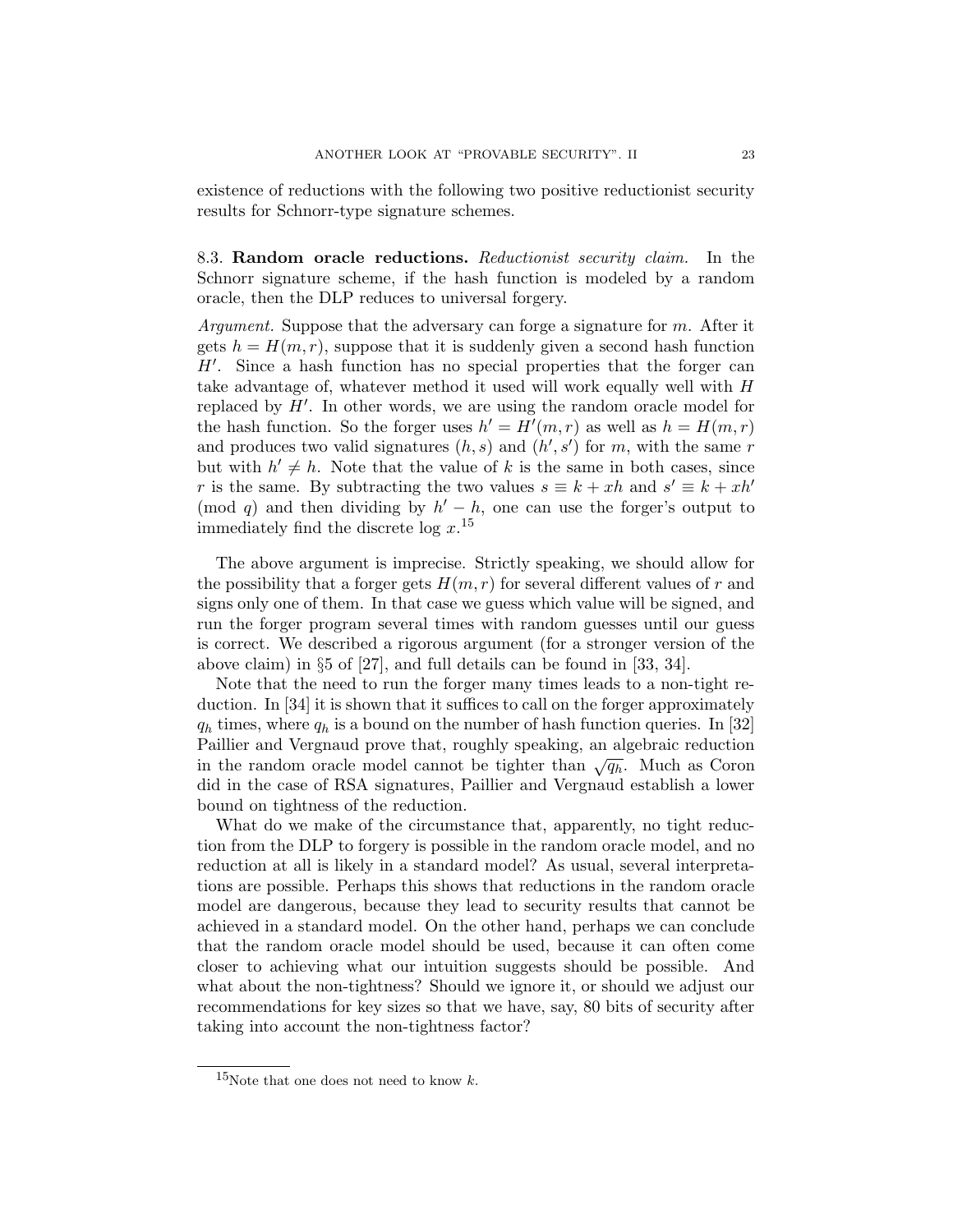existence of reductions with the following two positive reductionist security results for Schnorr-type signature schemes.

8.3. **Random oracle reductions.** *Reductionist security claim.* In the Schnorr signature scheme, if the hash function is modeled by a random oracle, then the DLP reduces to universal forgery.

*Argument.* Suppose that the adversary can forge a signature for $m$. After it gets $h = H(m, r)$, suppose that it is suddenly given a second hash function $H'$. Since a hash function has no special properties that the forger can take advantage of, whatever method it used will work equally well with $H$ replaced by $H'$. In other words, we are using the random oracle model for the hash function. So the forger uses $h' = H'(m, r)$ as well as $h = H(m, r)$ and produces two valid signatures $(h, s)$ and $(h', s')$ for $m$, with the same $r$ but with $h' \neq h$. Note that the value of $k$ is the same in both cases, since $r$ is the same. By subtracting the two values $s \equiv k + xh$ and $s' \equiv k + xh' \pmod{q}$ and then dividing by $h' - h$, one can use the forger's output to immediately find the discrete log $x$.[15]

The above argument is imprecise. Strictly speaking, we should allow for the possibility that a forger gets $H(m, r)$ for several different values of $r$ and signs only one of them. In that case we guess which value will be signed, and run the forger program several times with random guesses until our guess is correct. We described a rigorous argument (for a stronger version of the above claim) in §5 of [27], and full details can be found in [33, 34].

Note that the need to run the forger many times leads to a non-tight reduction. In [34] it is shown that it suffices to call on the forger approximately $q_h$ times, where $q_h$ is a bound on the number of hash function queries. In [32] Paillier and Vergnaud prove that, roughly speaking, an algebraic reduction in the random oracle model cannot be tighter than $\sqrt{q_h}$. Much as Coron did in the case of RSA signatures, Paillier and Vergnaud establish a lower bound on tightness of the reduction.

What do we make of the circumstance that, apparently, no tight reduction from the DLP to forgery is possible in the random oracle model, and no reduction at all is likely in a standard model? As usual, several interpretations are possible. Perhaps this shows that reductions in the random oracle model are dangerous, because they lead to security results that cannot be achieved in a standard model. On the other hand, perhaps we can conclude that the random oracle model should be used, because it can often come closer to achieving what our intuition suggests should be possible. And what about the non-tightness? Should we ignore it, or should we adjust our recommendations for key sizes so that we have, say, 80 bits of security after taking into account the non-tightness factor?

[15] Note that one does not need to know $k$.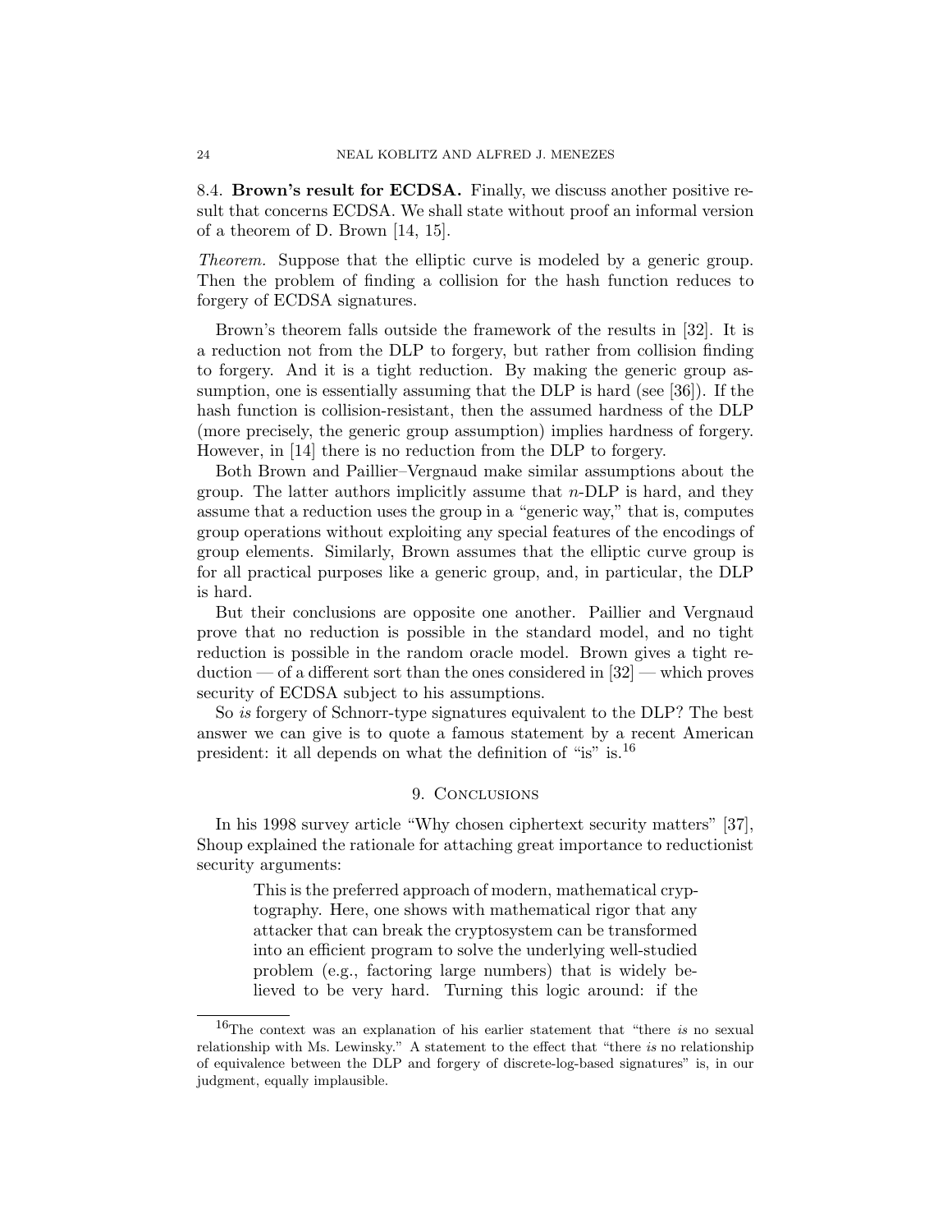### 8.4. **Brown's result for ECDSA.**

Finally, we discuss another positive result that concerns ECDSA. We shall state without proof an informal version of a theorem of D. Brown [14, 15].

*Theorem.* Suppose that the elliptic curve is modeled by a generic group. Then the problem of finding a collision for the hash function reduces to forgery of ECDSA signatures.

Brown's theorem falls outside the framework of the results in [32]. It is a reduction not from the DLP to forgery, but rather from collision finding to forgery. And it is a tight reduction. By making the generic group assumption, one is essentially assuming that the DLP is hard (see [36]). If the hash function is collision-resistant, then the assumed hardness of the DLP (more precisely, the generic group assumption) implies hardness of forgery. However, in [14] there is no reduction from the DLP to forgery.

Both Brown and Paillier–Vergnaud make similar assumptions about the group. The latter authors implicitly assume that $n$-DLP is hard, and they assume that a reduction uses the group in a "generic way," that is, computes group operations without exploiting any special features of the encodings of group elements. Similarly, Brown assumes that the elliptic curve group is for all practical purposes like a generic group, and, in particular, the DLP is hard.

But their conclusions are opposite one another. Paillier and Vergnaud prove that no reduction is possible in the standard model, and no tight reduction is possible in the random oracle model. Brown gives a tight reduction — of a different sort than the ones considered in [32] — which proves security of ECDSA subject to his assumptions.

So *is* forgery of Schnorr-type signatures equivalent to the DLP? The best answer we can give is to quote a famous statement by a recent American president: it all depends on what the definition of "is" is.[16]

## 9. Conclusions

In his 1998 survey article "Why chosen ciphertext security matters" [37], Shoup explained the rationale for attaching great importance to reductionist security arguments:

> This is the preferred approach of modern, mathematical cryptography. Here, one shows with mathematical rigor that any attacker that can break the cryptosystem can be transformed into an efficient program to solve the underlying well-studied problem (e.g., factoring large numbers) that is widely believed to be very hard. Turning this logic around: if the

[16] The context was an explanation of his earlier statement that "there *is* no sexual relationship with Ms. Lewinsky." A statement to the effect that "there *is* no relationship of equivalence between the DLP and forgery of discrete-log-based signatures" is, in our judgment, equally implausible.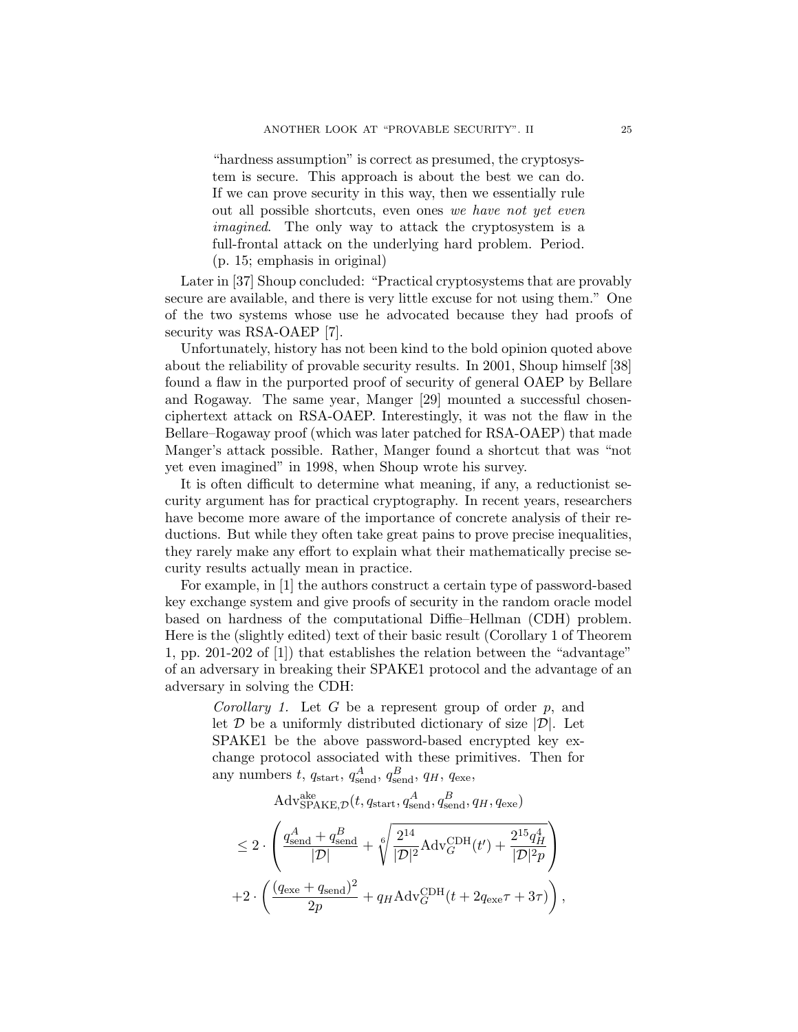> "hardness assumption" is correct as presumed, the cryptosystem is secure. This approach is about the best we can do. If we can prove security in this way, then we essentially rule out all possible shortcuts, even ones *we have not yet even imagined*. The only way to attack the cryptosystem is a full-frontal attack on the underlying hard problem. Period. (p. 15; emphasis in original)

Later in [37] Shoup concluded: "Practical cryptosystems that are provably secure are available, and there is very little excuse for not using them." One of the two systems whose use he advocated because they had proofs of security was RSA-OAEP [7].

Unfortunately, history has not been kind to the bold opinion quoted above about the reliability of provable security results. In 2001, Shoup himself [38] found a flaw in the purported proof of security of general OAEP by Bellare and Rogaway. The same year, Manger [29] mounted a successful chosen-ciphertext attack on RSA-OAEP. Interestingly, it was not the flaw in the Bellare–Rogaway proof (which was later patched for RSA-OAEP) that made Manger's attack possible. Rather, Manger found a shortcut that was "not yet even imagined" in 1998, when Shoup wrote his survey.

It is often difficult to determine what meaning, if any, a reductionist security argument has for practical cryptography. In recent years, researchers have become more aware of the importance of concrete analysis of their reductions. But while they often take great pains to prove precise inequalities, they rarely make any effort to explain what their mathematically precise security results actually mean in practice.

For example, in [1] the authors construct a certain type of password-based key exchange system and give proofs of security in the random oracle model based on hardness of the computational Diffie–Hellman (CDH) problem. Here is the (slightly edited) text of their basic result (Corollary 1 of Theorem 1, pp. 201-202 of [1]) that establishes the relation between the "advantage" of an adversary in breaking their SPAKE1 protocol and the advantage of an adversary in solving the CDH:

> *Corollary 1.* Let $G$ be a represent group of order $p$, and let $\mathcal{D}$ be a uniformly distributed dictionary of size $|\mathcal{D}|$. Let SPAKE1 be the above password-based encrypted key exchange protocol associated with these primitives. Then for any numbers $t$, $q_{\mathrm{start}}$, $q^A_{\mathrm{send}}$, $q^B_{\mathrm{send}}$, $q_H$, $q_{\mathrm{exe}}$,

$$\mathrm{Adv}^{\mathrm{ake}}_{\mathrm{SPAKE},\mathcal{D}}(t, q_{\mathrm{start}}, q^A_{\mathrm{send}}, q^B_{\mathrm{send}}, q_H, q_{\mathrm{exe}})$$

$$\leq 2 \cdot \left( \frac{q^A_{\mathrm{send}} + q^B_{\mathrm{send}}}{|\mathcal{D}|} + \sqrt[6]{\frac{2^{14}}{|\mathcal{D}|^2}\mathrm{Adv}^{\mathrm{CDH}}_G(t') + \frac{2^{15}q_H^4}{|\mathcal{D}|^2 p}} \right)$$

$$+2 \cdot \left( \frac{(q_{\mathrm{exe}} + q_{\mathrm{send}})^2}{2p} + q_H \mathrm{Adv}^{\mathrm{CDH}}_G(t + 2q_{\mathrm{exe}}\tau + 3\tau) \right),$$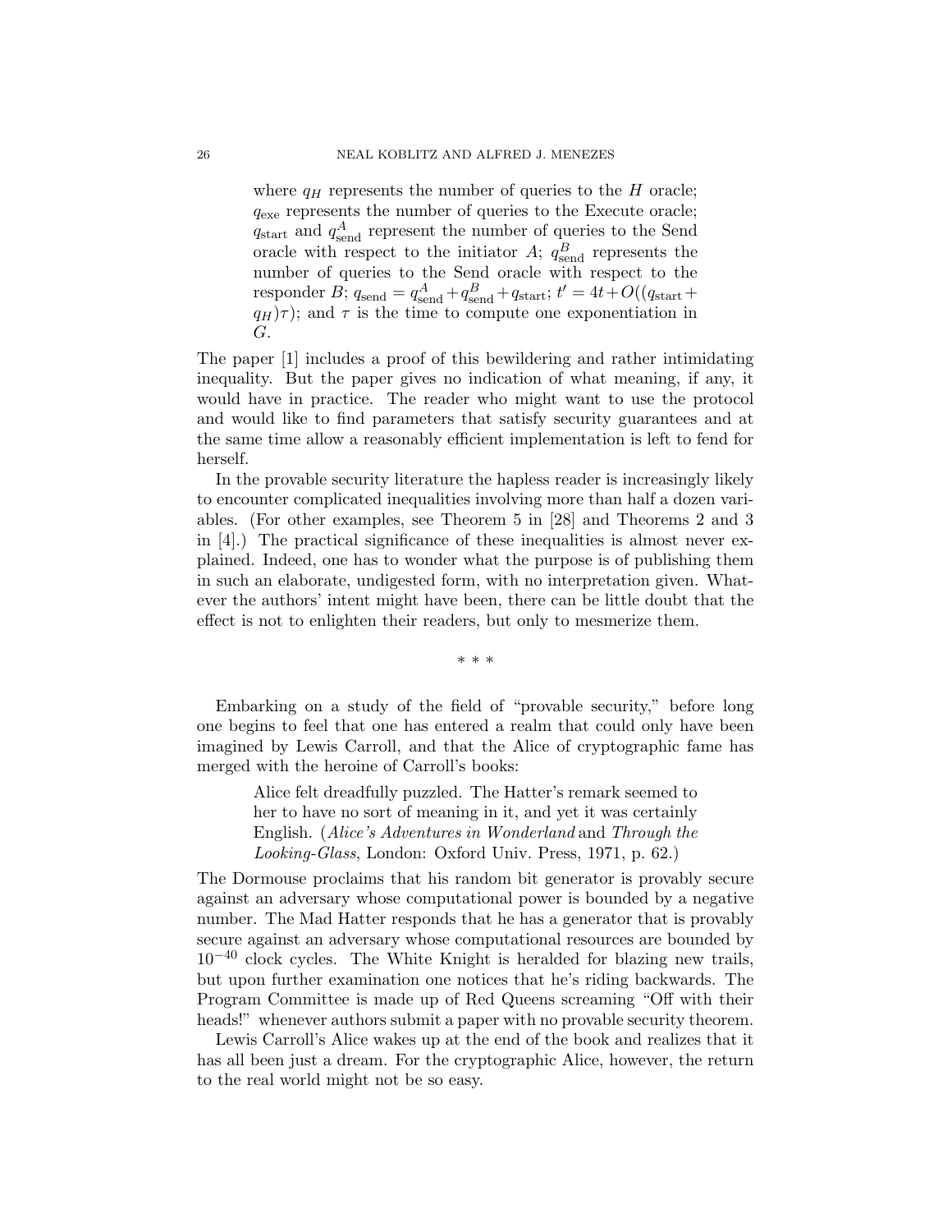> where $q_H$ represents the number of queries to the $H$ oracle; $q_{\text{exe}}$ represents the number of queries to the Execute oracle; $q_{\text{start}}$ and $q^A_{\text{send}}$ represent the number of queries to the Send oracle with respect to the initiator $A$; $q^B_{\text{send}}$ represents the number of queries to the Send oracle with respect to the responder $B$; $q_{\text{send}} = q^A_{\text{send}} + q^B_{\text{send}} + q_{\text{start}}$; $t' = 4t + O((q_{\text{start}} + q_H)\tau)$; and $\tau$ is the time to compute one exponentiation in $G$.

The paper [1] includes a proof of this bewildering and rather intimidating inequality. But the paper gives no indication of what meaning, if any, it would have in practice. The reader who might want to use the protocol and would like to find parameters that satisfy security guarantees and at the same time allow a reasonably efficient implementation is left to fend for herself.

In the provable security literature the hapless reader is increasingly likely to encounter complicated inequalities involving more than half a dozen variables. (For other examples, see Theorem 5 in [28] and Theorems 2 and 3 in [4].) The practical significance of these inequalities is almost never explained. Indeed, one has to wonder what the purpose is of publishing them in such an elaborate, undigested form, with no interpretation given. Whatever the authors' intent might have been, there can be little doubt that the effect is not to enlighten their readers, but only to mesmerize them.

<center>* * *</center>

Embarking on a study of the field of "provable security," before long one begins to feel that one has entered a realm that could only have been imagined by Lewis Carroll, and that the Alice of cryptographic fame has merged with the heroine of Carroll's books:

> Alice felt dreadfully puzzled. The Hatter's remark seemed to her to have no sort of meaning in it, and yet it was certainly English. (*Alice's Adventures in Wonderland* and *Through the Looking-Glass*, London: Oxford Univ. Press, 1971, p. 62.)

The Dormouse proclaims that his random bit generator is provably secure against an adversary whose computational power is bounded by a negative number. The Mad Hatter responds that he has a generator that is provably secure against an adversary whose computational resources are bounded by $10^{-40}$ clock cycles. The White Knight is heralded for blazing new trails, but upon further examination one notices that he's riding backwards. The Program Committee is made up of Red Queens screaming "Off with their heads!" whenever authors submit a paper with no provable security theorem.

Lewis Carroll's Alice wakes up at the end of the book and realizes that it has all been just a dream. For the cryptographic Alice, however, the return to the real world might not be so easy.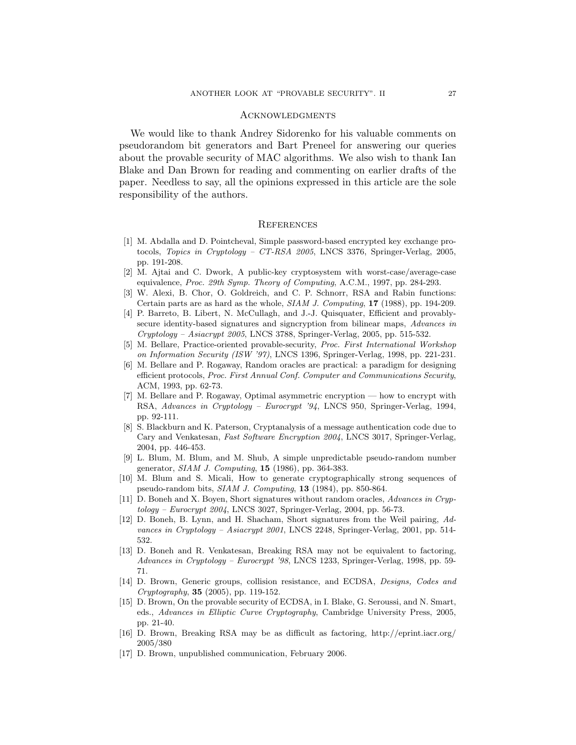## Acknowledgments

We would like to thank Andrey Sidorenko for his valuable comments on pseudorandom bit generators and Bart Preneel for answering our queries about the provable security of MAC algorithms. We also wish to thank Ian Blake and Dan Brown for reading and commenting on earlier drafts of the paper. Needless to say, all the opinions expressed in this article are the sole responsibility of the authors.

## References

[1] M. Abdalla and D. Pointcheval, Simple password-based encrypted key exchange protocols, *Topics in Cryptology – CT-RSA 2005*, LNCS 3376, Springer-Verlag, 2005, pp. 191-208.

[2] M. Ajtai and C. Dwork, A public-key cryptosystem with worst-case/average-case equivalence, *Proc. 29th Symp. Theory of Computing*, A.C.M., 1997, pp. 284-293.

[3] W. Alexi, B. Chor, O. Goldreich, and C. P. Schnorr, RSA and Rabin functions: Certain parts are as hard as the whole, *SIAM J. Computing*, **17** (1988), pp. 194-209.

[4] P. Barreto, B. Libert, N. McCullagh, and J.-J. Quisquater, Efficient and provably-secure identity-based signatures and signcryption from bilinear maps, *Advances in Cryptology – Asiacrypt 2005*, LNCS 3788, Springer-Verlag, 2005, pp. 515-532.

[5] M. Bellare, Practice-oriented provable-security, *Proc. First International Workshop on Information Security (ISW '97)*, LNCS 1396, Springer-Verlag, 1998, pp. 221-231.

[6] M. Bellare and P. Rogaway, Random oracles are practical: a paradigm for designing efficient protocols, *Proc. First Annual Conf. Computer and Communications Security*, ACM, 1993, pp. 62-73.

[7] M. Bellare and P. Rogaway, Optimal asymmetric encryption — how to encrypt with RSA, *Advances in Cryptology – Eurocrypt '94*, LNCS 950, Springer-Verlag, 1994, pp. 92-111.

[8] S. Blackburn and K. Paterson, Cryptanalysis of a message authentication code due to Cary and Venkatesan, *Fast Software Encryption 2004*, LNCS 3017, Springer-Verlag, 2004, pp. 446-453.

[9] L. Blum, M. Blum, and M. Shub, A simple unpredictable pseudo-random number generator, *SIAM J. Computing*, **15** (1986), pp. 364-383.

[10] M. Blum and S. Micali, How to generate cryptographically strong sequences of pseudo-random bits, *SIAM J. Computing*, **13** (1984), pp. 850-864.

[11] D. Boneh and X. Boyen, Short signatures without random oracles, *Advances in Cryptology – Eurocrypt 2004*, LNCS 3027, Springer-Verlag, 2004, pp. 56-73.

[12] D. Boneh, B. Lynn, and H. Shacham, Short signatures from the Weil pairing, *Advances in Cryptology – Asiacrypt 2001*, LNCS 2248, Springer-Verlag, 2001, pp. 514-532.

[13] D. Boneh and R. Venkatesan, Breaking RSA may not be equivalent to factoring, *Advances in Cryptology – Eurocrypt '98*, LNCS 1233, Springer-Verlag, 1998, pp. 59-71.

[14] D. Brown, Generic groups, collision resistance, and ECDSA, *Designs, Codes and Cryptography*, **35** (2005), pp. 119-152.

[15] D. Brown, On the provable security of ECDSA, in I. Blake, G. Seroussi, and N. Smart, eds., *Advances in Elliptic Curve Cryptography*, Cambridge University Press, 2005, pp. 21-40.

[16] D. Brown, Breaking RSA may be as difficult as factoring, http://eprint.iacr.org/2005/380

[17] D. Brown, unpublished communication, February 2006.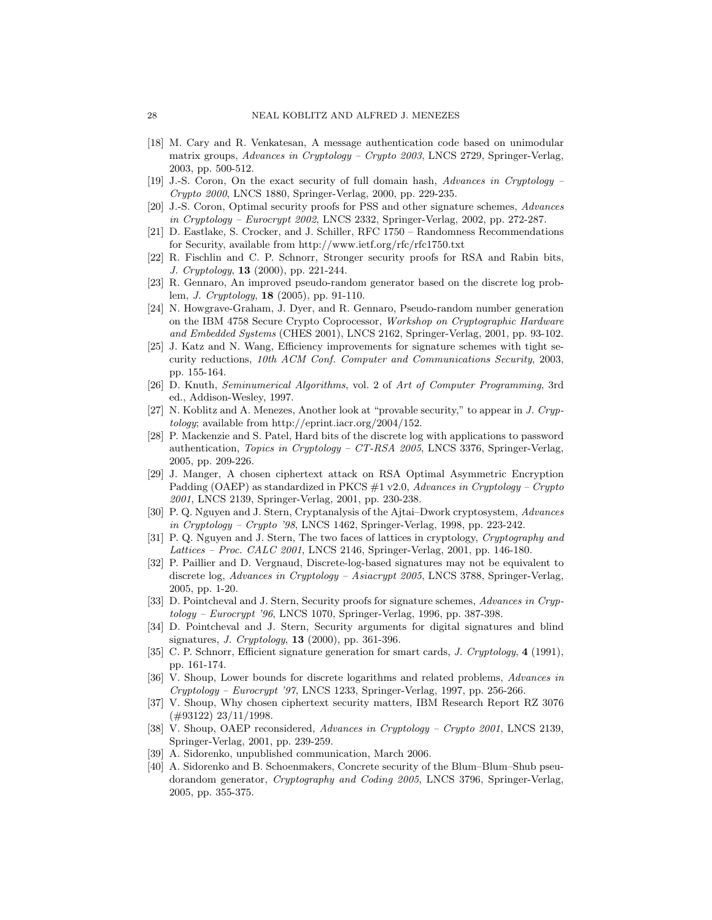[18] M. Cary and R. Venkatesan, A message authentication code based on unimodular matrix groups, *Advances in Cryptology – Crypto 2003*, LNCS 2729, Springer-Verlag, 2003, pp. 500-512.

[19] J.-S. Coron, On the exact security of full domain hash, *Advances in Cryptology – Crypto 2000*, LNCS 1880, Springer-Verlag, 2000, pp. 229-235.

[20] J.-S. Coron, Optimal security proofs for PSS and other signature schemes, *Advances in Cryptology – Eurocrypt 2002*, LNCS 2332, Springer-Verlag, 2002, pp. 272-287.

[21] D. Eastlake, S. Crocker, and J. Schiller, RFC 1750 – Randomness Recommendations for Security, available from http://www.ietf.org/rfc/rfc1750.txt

[22] R. Fischlin and C. P. Schnorr, Stronger security proofs for RSA and Rabin bits, *J. Cryptology*, **13** (2000), pp. 221-244.

[23] R. Gennaro, An improved pseudo-random generator based on the discrete log problem, *J. Cryptology*, **18** (2005), pp. 91-110.

[24] N. Howgrave-Graham, J. Dyer, and R. Gennaro, Pseudo-random number generation on the IBM 4758 Secure Crypto Coprocessor, *Workshop on Cryptographic Hardware and Embedded Systems* (CHES 2001), LNCS 2162, Springer-Verlag, 2001, pp. 93-102.

[25] J. Katz and N. Wang, Efficiency improvements for signature schemes with tight security reductions, *10th ACM Conf. Computer and Communications Security*, 2003, pp. 155-164.

[26] D. Knuth, *Seminumerical Algorithms*, vol. 2 of *Art of Computer Programming*, 3rd ed., Addison-Wesley, 1997.

[27] N. Koblitz and A. Menezes, Another look at "provable security," to appear in *J. Cryptology*; available from http://eprint.iacr.org/2004/152.

[28] P. Mackenzie and S. Patel, Hard bits of the discrete log with applications to password authentication, *Topics in Cryptology – CT-RSA 2005*, LNCS 3376, Springer-Verlag, 2005, pp. 209-226.

[29] J. Manger, A chosen ciphertext attack on RSA Optimal Asymmetric Encryption Padding (OAEP) as standardized in PKCS #1 v2.0, *Advances in Cryptology – Crypto 2001*, LNCS 2139, Springer-Verlag, 2001, pp. 230-238.

[30] P. Q. Nguyen and J. Stern, Cryptanalysis of the Ajtai–Dwork cryptosystem, *Advances in Cryptology – Crypto '98*, LNCS 1462, Springer-Verlag, 1998, pp. 223-242.

[31] P. Q. Nguyen and J. Stern, The two faces of lattices in cryptology, *Cryptography and Lattices – Proc. CALC 2001*, LNCS 2146, Springer-Verlag, 2001, pp. 146-180.

[32] P. Paillier and D. Vergnaud, Discrete-log-based signatures may not be equivalent to discrete log, *Advances in Cryptology – Asiacrypt 2005*, LNCS 3788, Springer-Verlag, 2005, pp. 1-20.

[33] D. Pointcheval and J. Stern, Security proofs for signature schemes, *Advances in Cryptology – Eurocrypt '96*, LNCS 1070, Springer-Verlag, 1996, pp. 387-398.

[34] D. Pointcheval and J. Stern, Security arguments for digital signatures and blind signatures, *J. Cryptology*, **13** (2000), pp. 361-396.

[35] C. P. Schnorr, Efficient signature generation for smart cards, *J. Cryptology*, **4** (1991), pp. 161-174.

[36] V. Shoup, Lower bounds for discrete logarithms and related problems, *Advances in Cryptology – Eurocrypt '97*, LNCS 1233, Springer-Verlag, 1997, pp. 256-266.

[37] V. Shoup, Why chosen ciphertext security matters, IBM Research Report RZ 3076 (#93122) 23/11/1998.

[38] V. Shoup, OAEP reconsidered, *Advances in Cryptology – Crypto 2001*, LNCS 2139, Springer-Verlag, 2001, pp. 239-259.

[39] A. Sidorenko, unpublished communication, March 2006.

[40] A. Sidorenko and B. Schoenmakers, Concrete security of the Blum–Blum–Shub pseudorandom generator, *Cryptography and Coding 2005*, LNCS 3796, Springer-Verlag, 2005, pp. 355-375.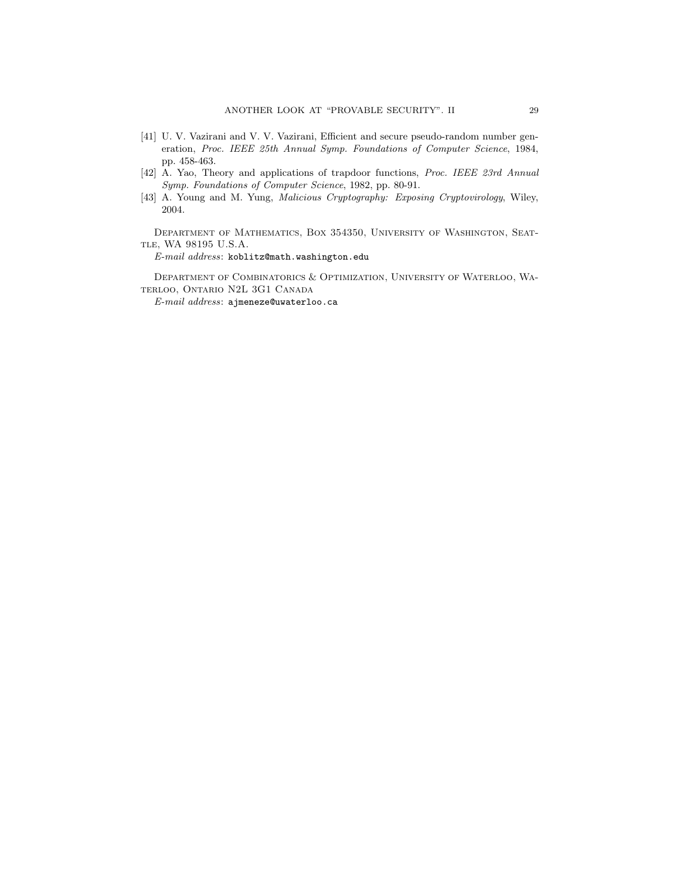[41] U. V. Vazirani and V. V. Vazirani, Efficient and secure pseudo-random number generation, *Proc. IEEE 25th Annual Symp. Foundations of Computer Science*, 1984, pp. 458-463.

[42] A. Yao, Theory and applications of trapdoor functions, *Proc. IEEE 23rd Annual Symp. Foundations of Computer Science*, 1982, pp. 80-91.

[43] A. Young and M. Yung, *Malicious Cryptography: Exposing Cryptovirology*, Wiley, 2004.

Department of Mathematics, Box 354350, University of Washington, Seattle, WA 98195 U.S.A.

*E-mail address*: koblitz@math.washington.edu

Department of Combinatorics & Optimization, University of Waterloo, Waterloo, Ontario N2L 3G1 Canada

*E-mail address*: ajmeneze@uwaterloo.ca